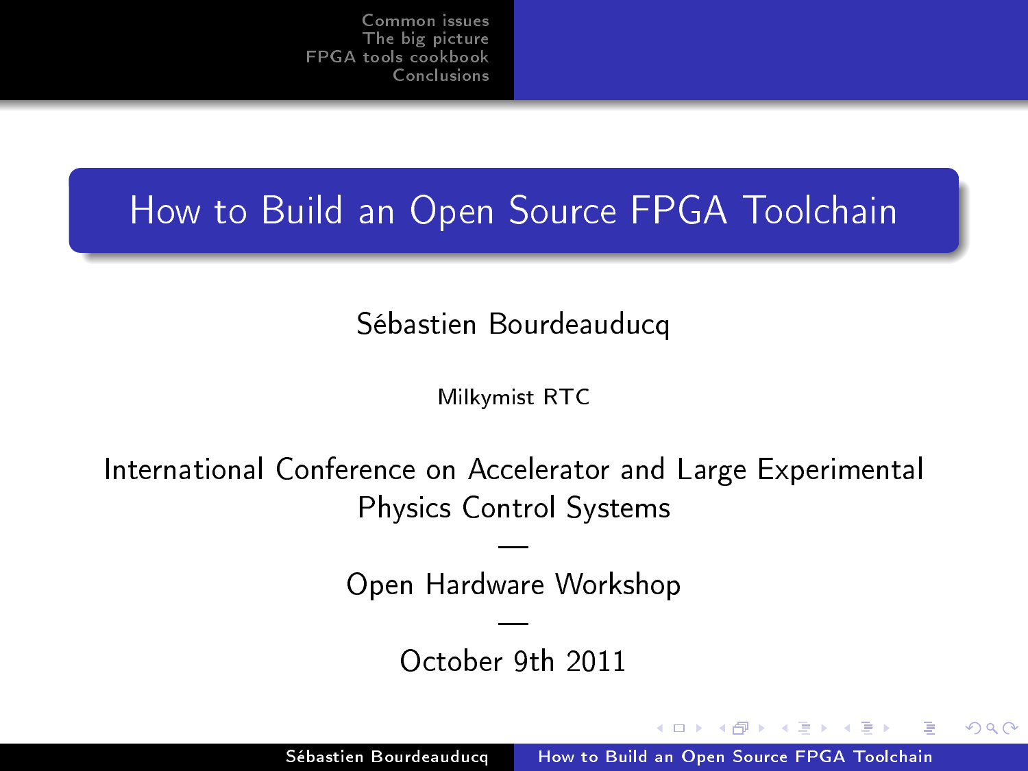# How to Build an Open Source FPGA Toolchain

Sébastien Bourdeauducq

Milkymist RTC

International Conference on Accelerator and Large Experimental Physics Control Systems

—

Open Hardware Workshop

—

October 9th 2011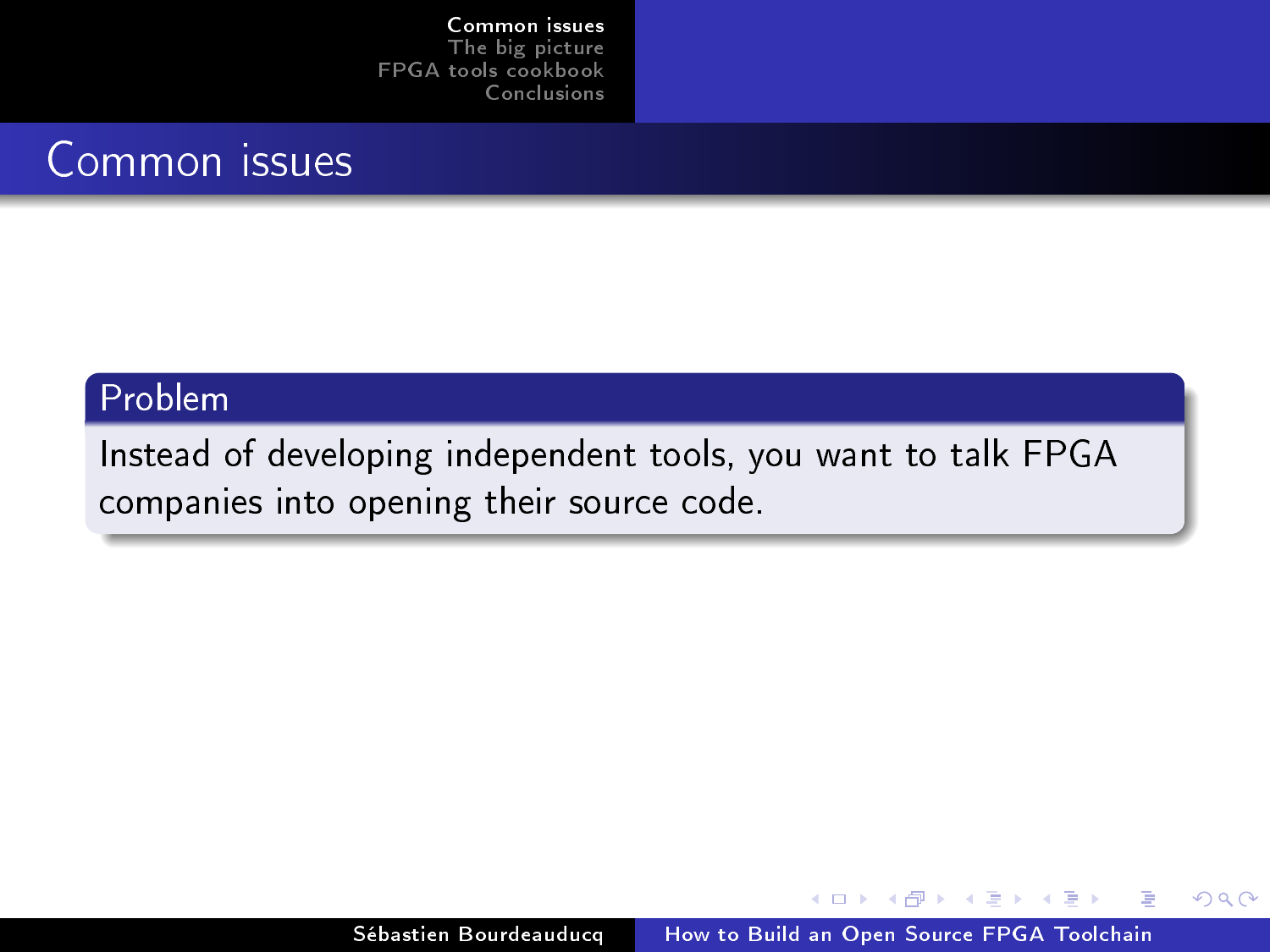# Common issues

**Problem**

Instead of developing independent tools, you want to talk FPGA companies into opening their source code.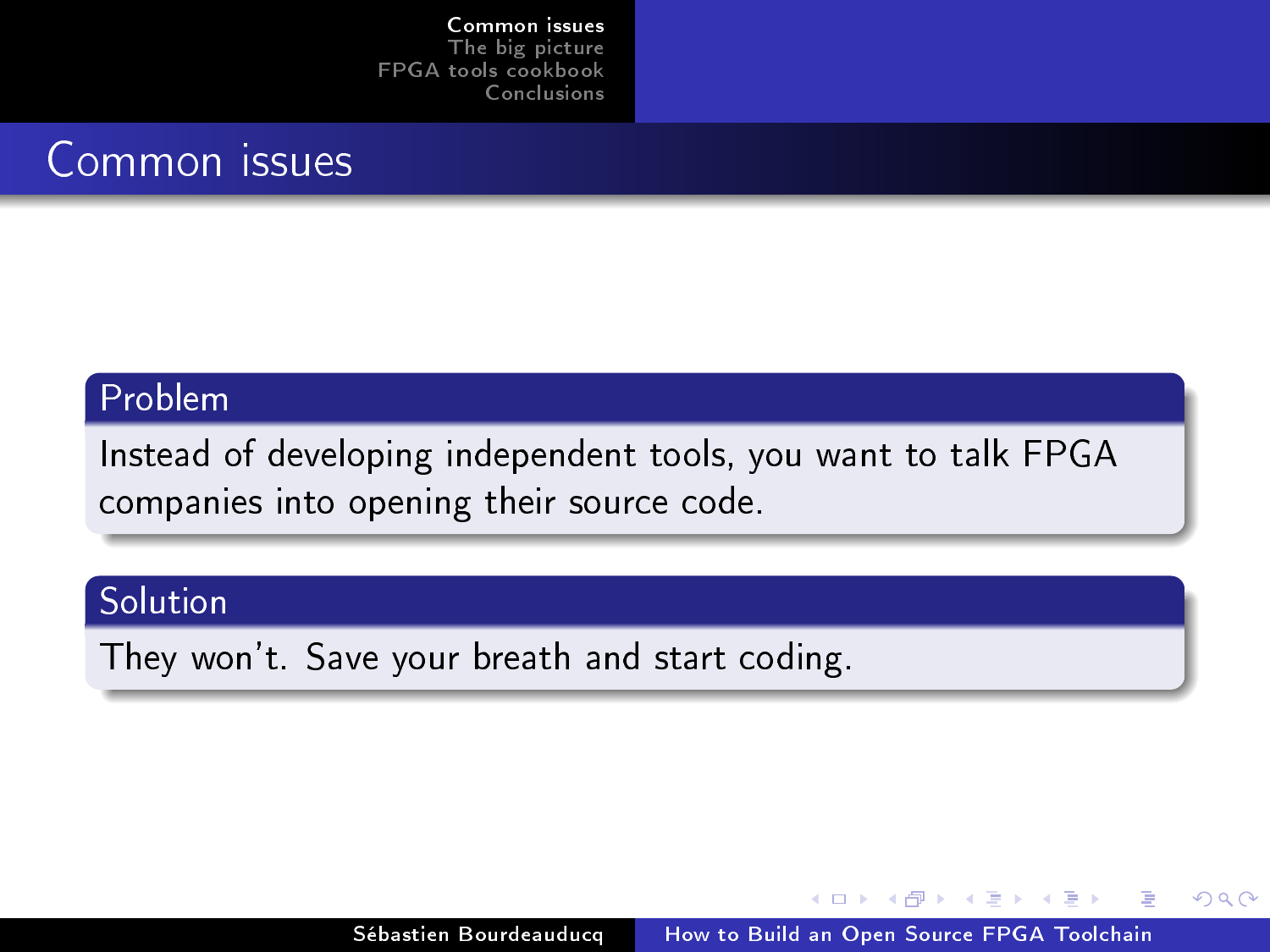# Common issues

**Problem**

Instead of developing independent tools, you want to talk FPGA companies into opening their source code.

**Solution**

They won't. Save your breath and start coding.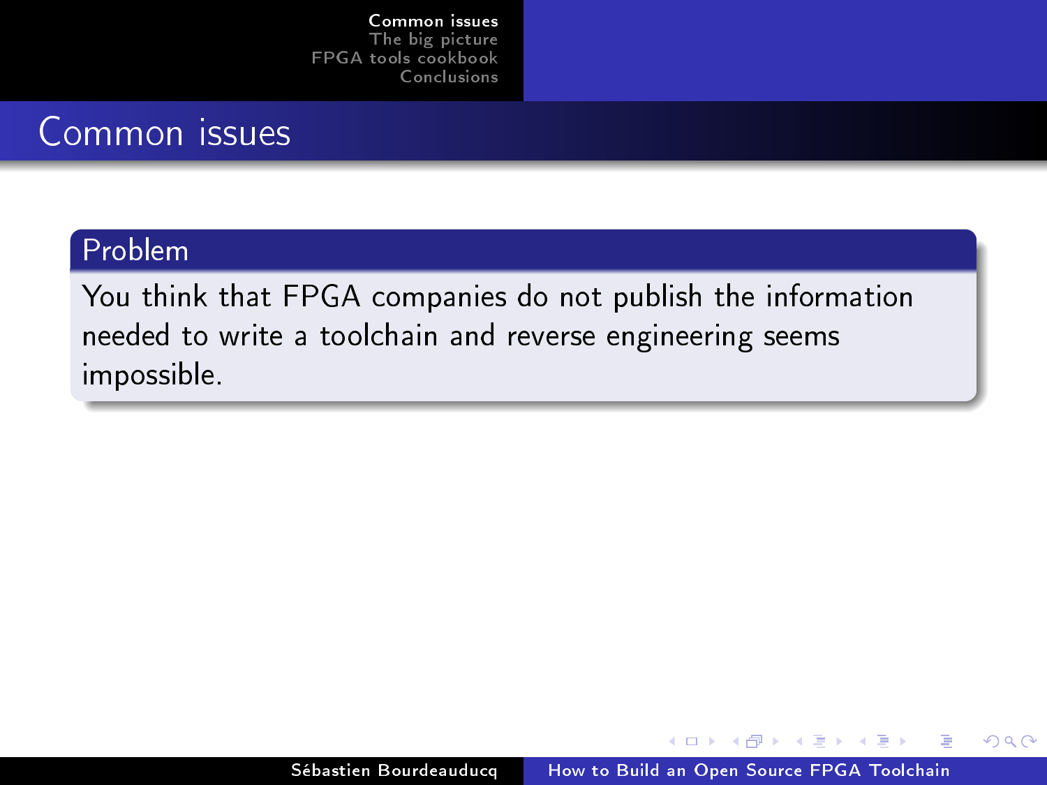# Common issues

**Problem**

You think that FPGA companies do not publish the information needed to write a toolchain and reverse engineering seems impossible.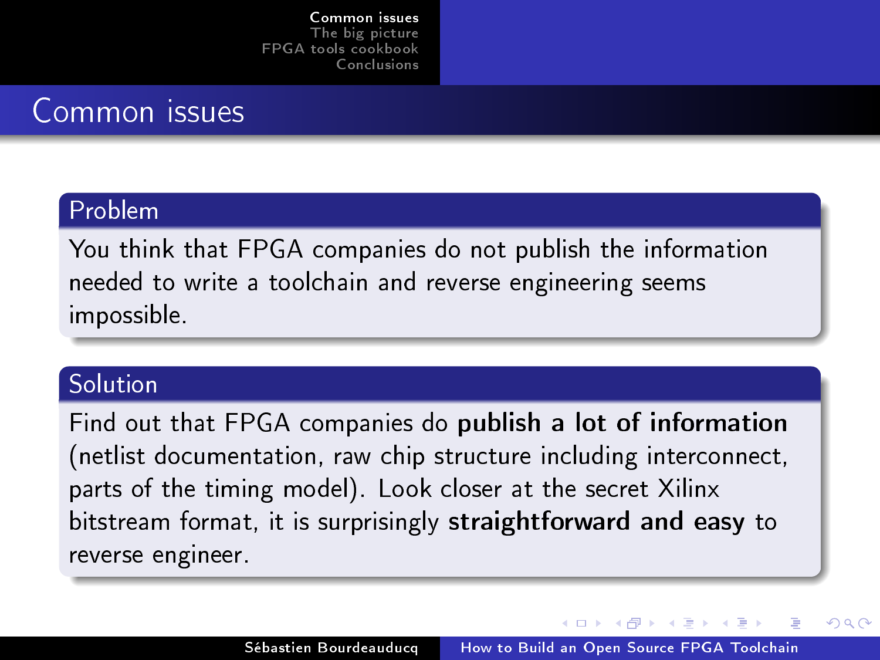# Common issues

## Problem

You think that FPGA companies do not publish the information needed to write a toolchain and reverse engineering seems impossible.

## Solution

Find out that FPGA companies do **publish a lot of information** (netlist documentation, raw chip structure including interconnect, parts of the timing model). Look closer at the secret Xilinx bitstream format, it is surprisingly **straightforward and easy** to reverse engineer.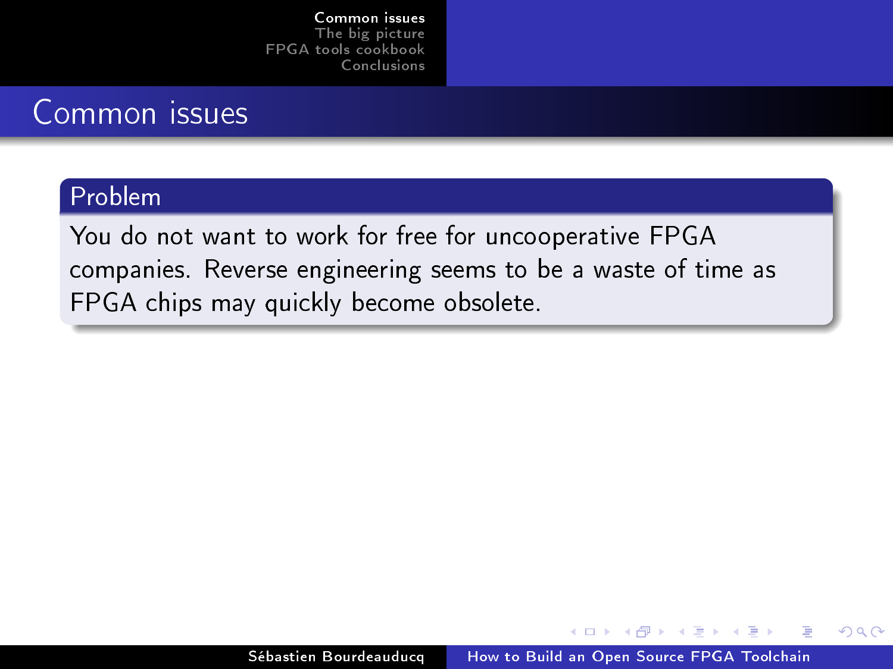# Common issues

## Problem

You do not want to work for free for uncooperative FPGA companies. Reverse engineering seems to be a waste of time as FPGA chips may quickly become obsolete.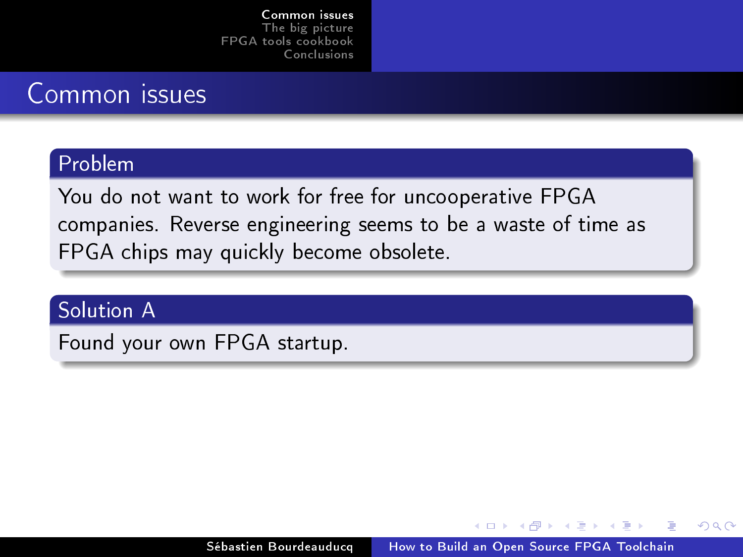# Common issues

## Problem

You do not want to work for free for uncooperative FPGA companies. Reverse engineering seems to be a waste of time as FPGA chips may quickly become obsolete.

## Solution A

Found your own FPGA startup.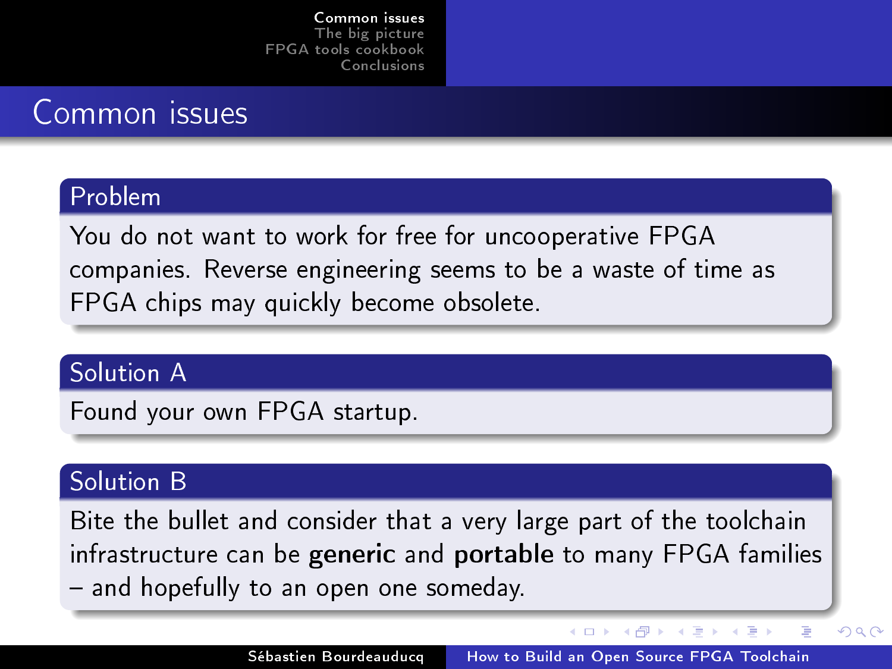# Common issues

### Problem

You do not want to work for free for uncooperative FPGA companies. Reverse engineering seems to be a waste of time as FPGA chips may quickly become obsolete.

### Solution A

Found your own FPGA startup.

### Solution B

Bite the bullet and consider that a very large part of the toolchain infrastructure can be **generic** and **portable** to many FPGA families – and hopefully to an open one someday.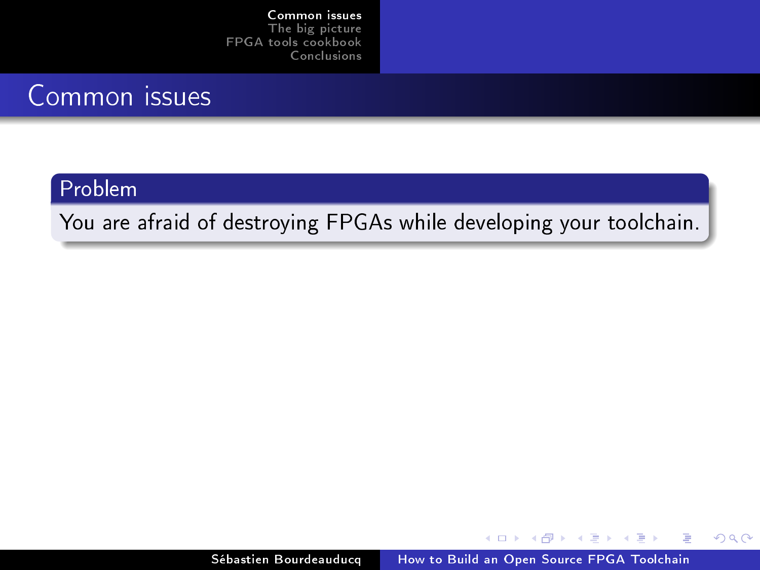# Common issues

**Problem**

You are afraid of destroying FPGAs while developing your toolchain.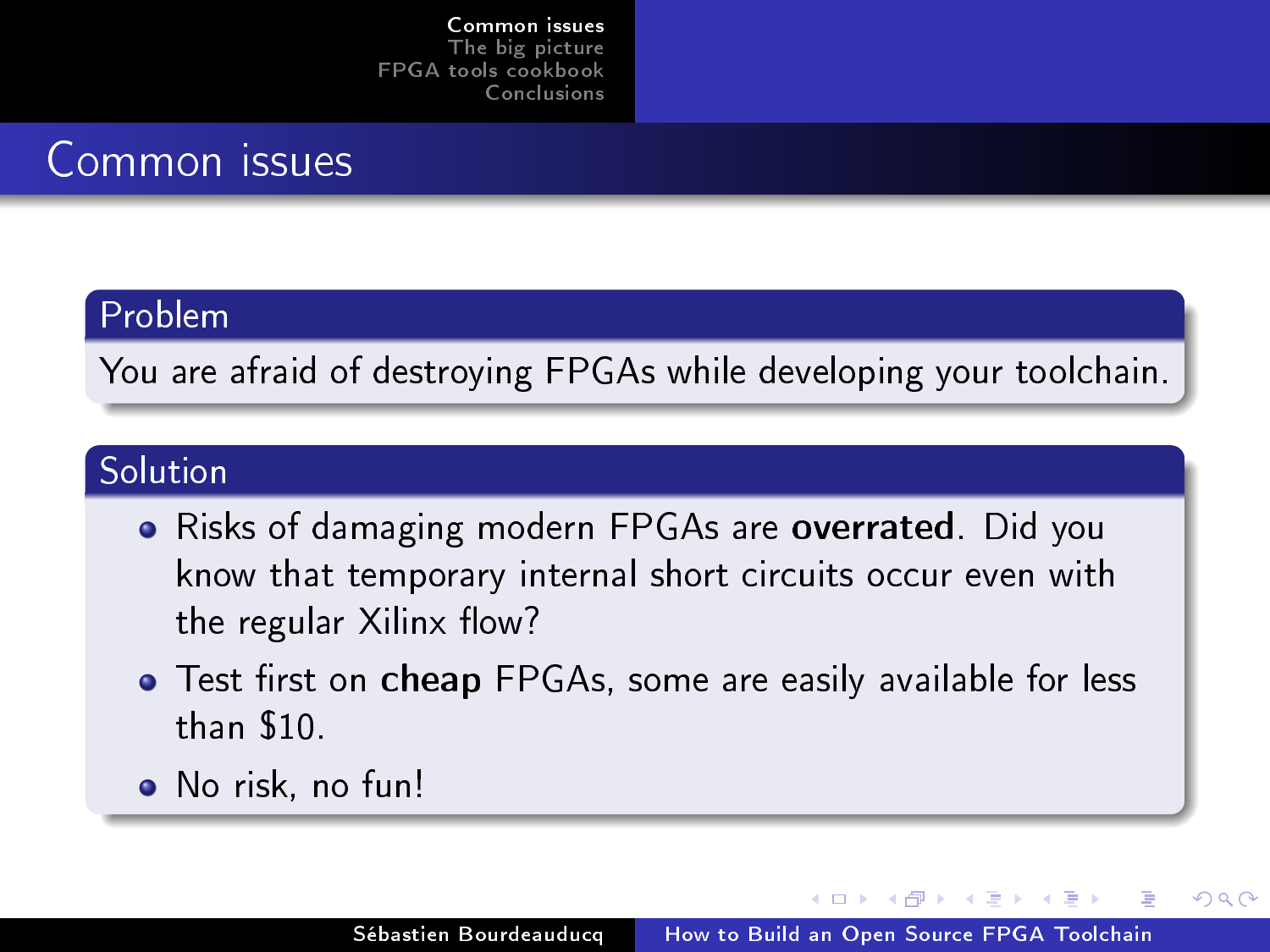# Common issues

## Problem

You are afraid of destroying FPGAs while developing your toolchain.

## Solution

- Risks of damaging modern FPGAs are **overrated**. Did you know that temporary internal short circuits occur even with the regular Xilinx flow?
- Test first on **cheap** FPGAs, some are easily available for less than $10.
- No risk, no fun!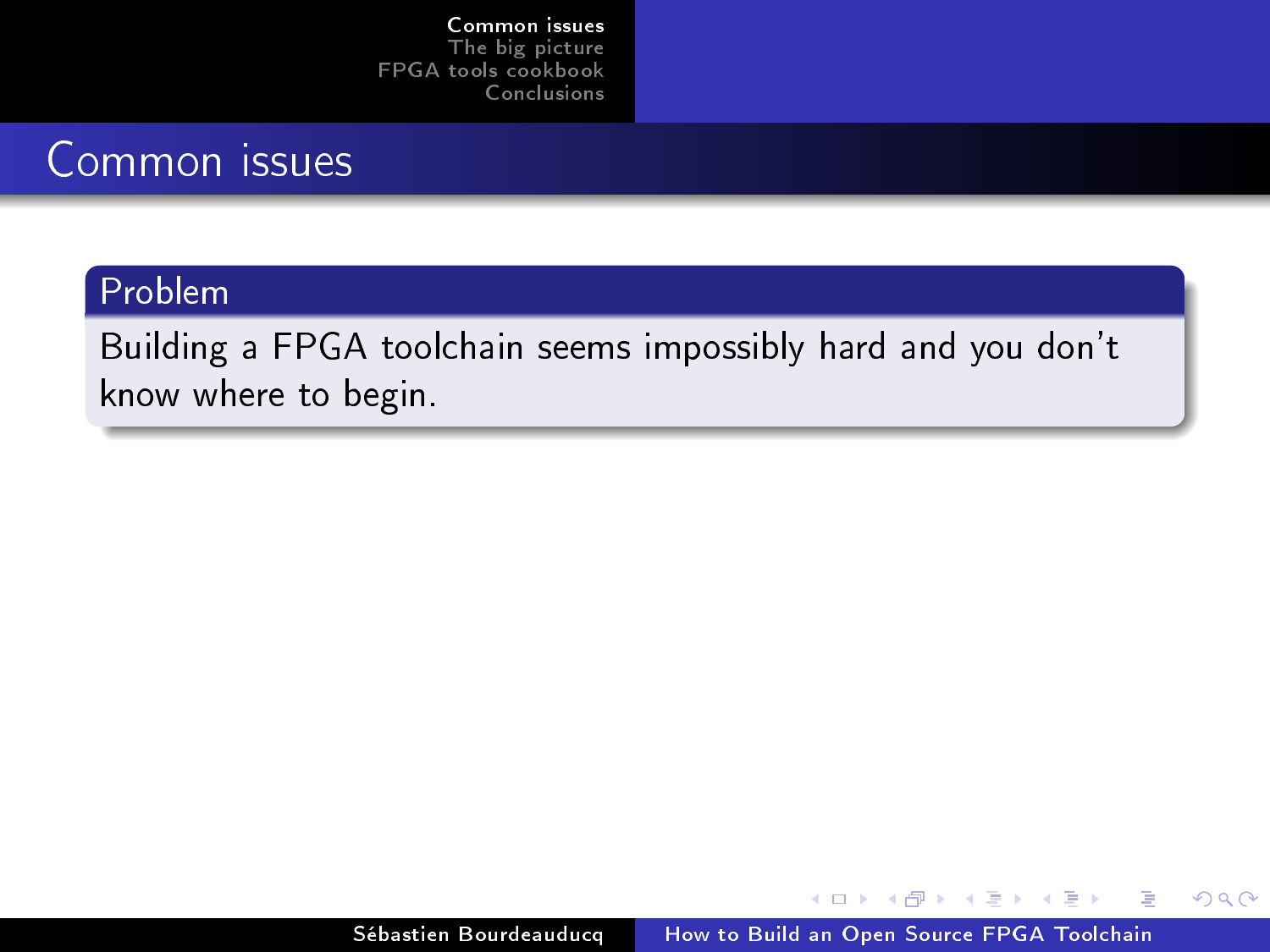# Common issues

**Problem**

Building a FPGA toolchain seems impossibly hard and you don't know where to begin.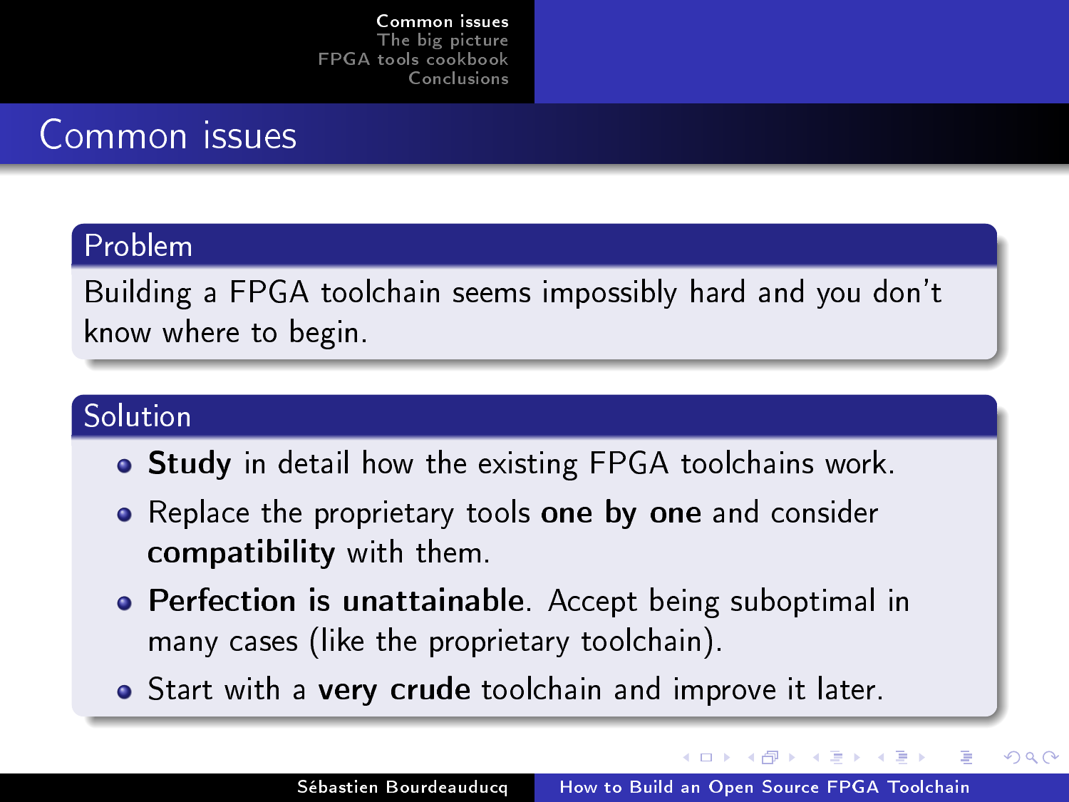# Common issues

## Problem

Building a FPGA toolchain seems impossibly hard and you don't know where to begin.

## Solution

- **Study** in detail how the existing FPGA toolchains work.
- Replace the proprietary tools **one by one** and consider **compatibility** with them.
- **Perfection is unattainable**. Accept being suboptimal in many cases (like the proprietary toolchain).
- Start with a **very crude** toolchain and improve it later.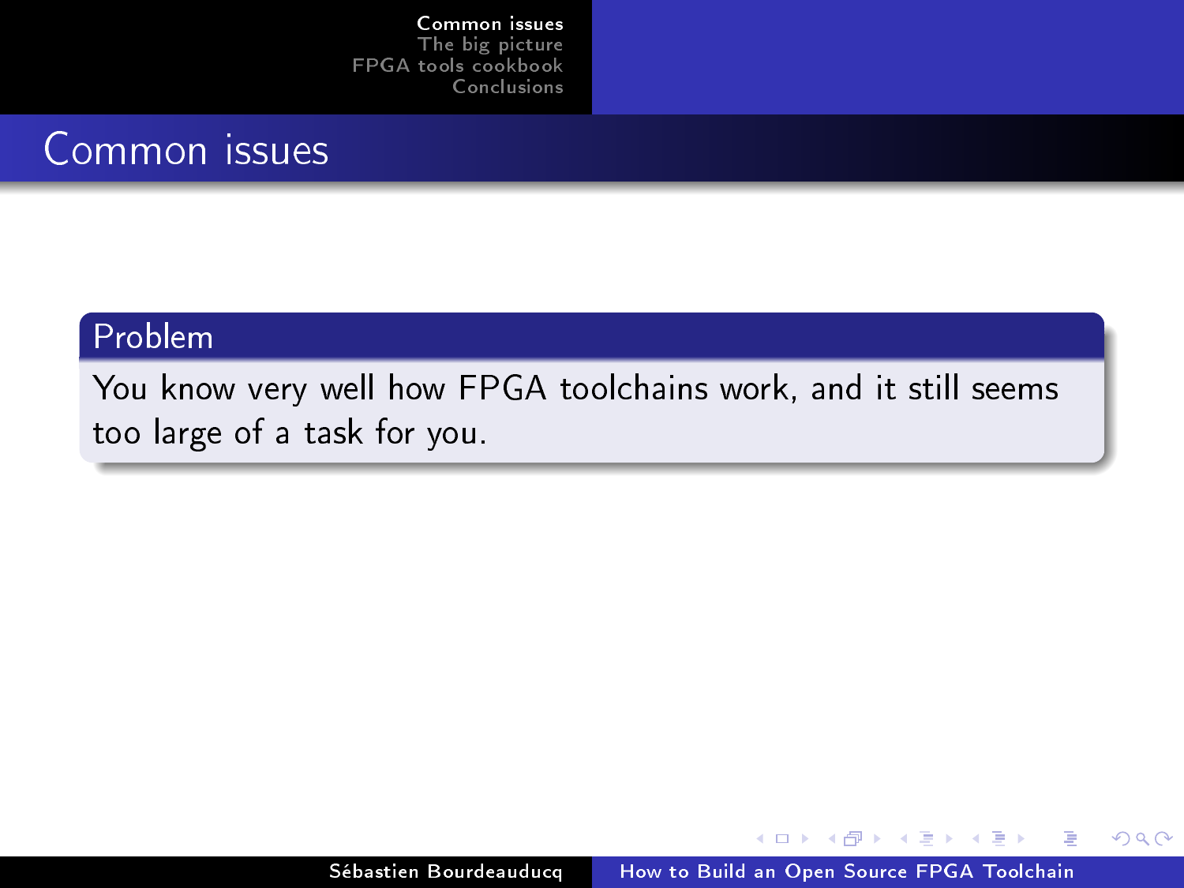# Common issues

**Problem**

You know very well how FPGA toolchains work, and it still seems too large of a task for you.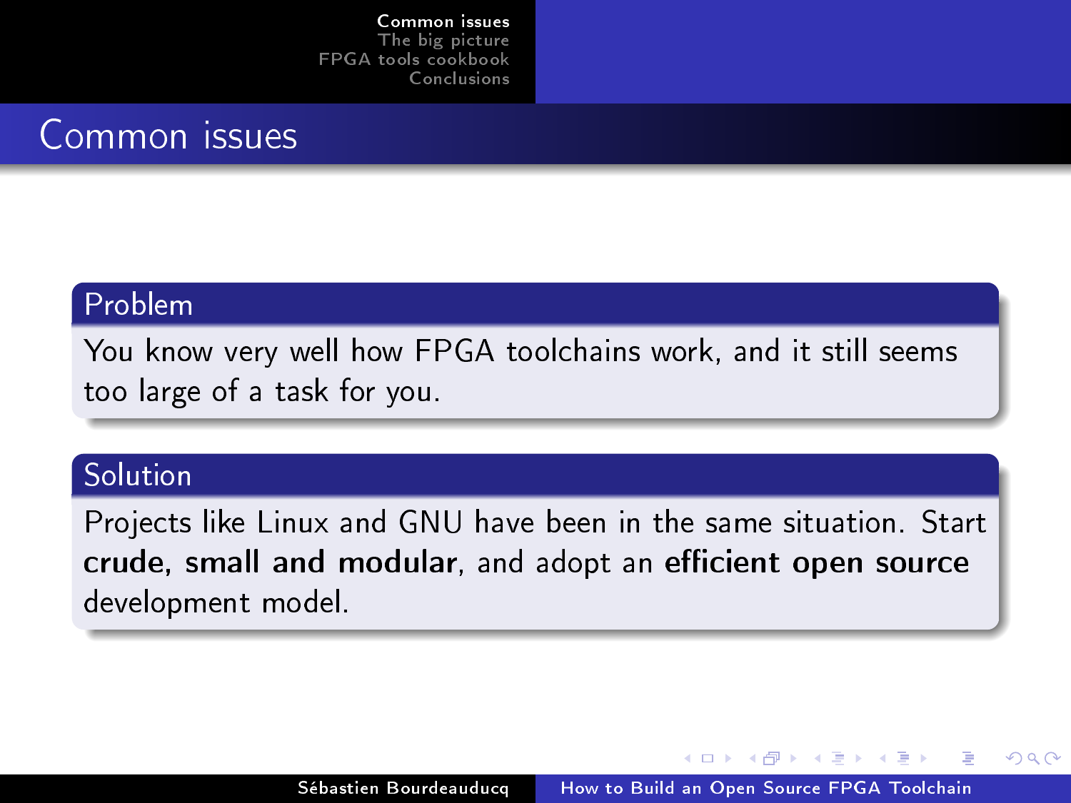## Common issues

### Problem

You know very well how FPGA toolchains work, and it still seems too large of a task for you.

### Solution

Projects like Linux and GNU have been in the same situation. Start **crude, small and modular**, and adopt an **efficient open source** development model.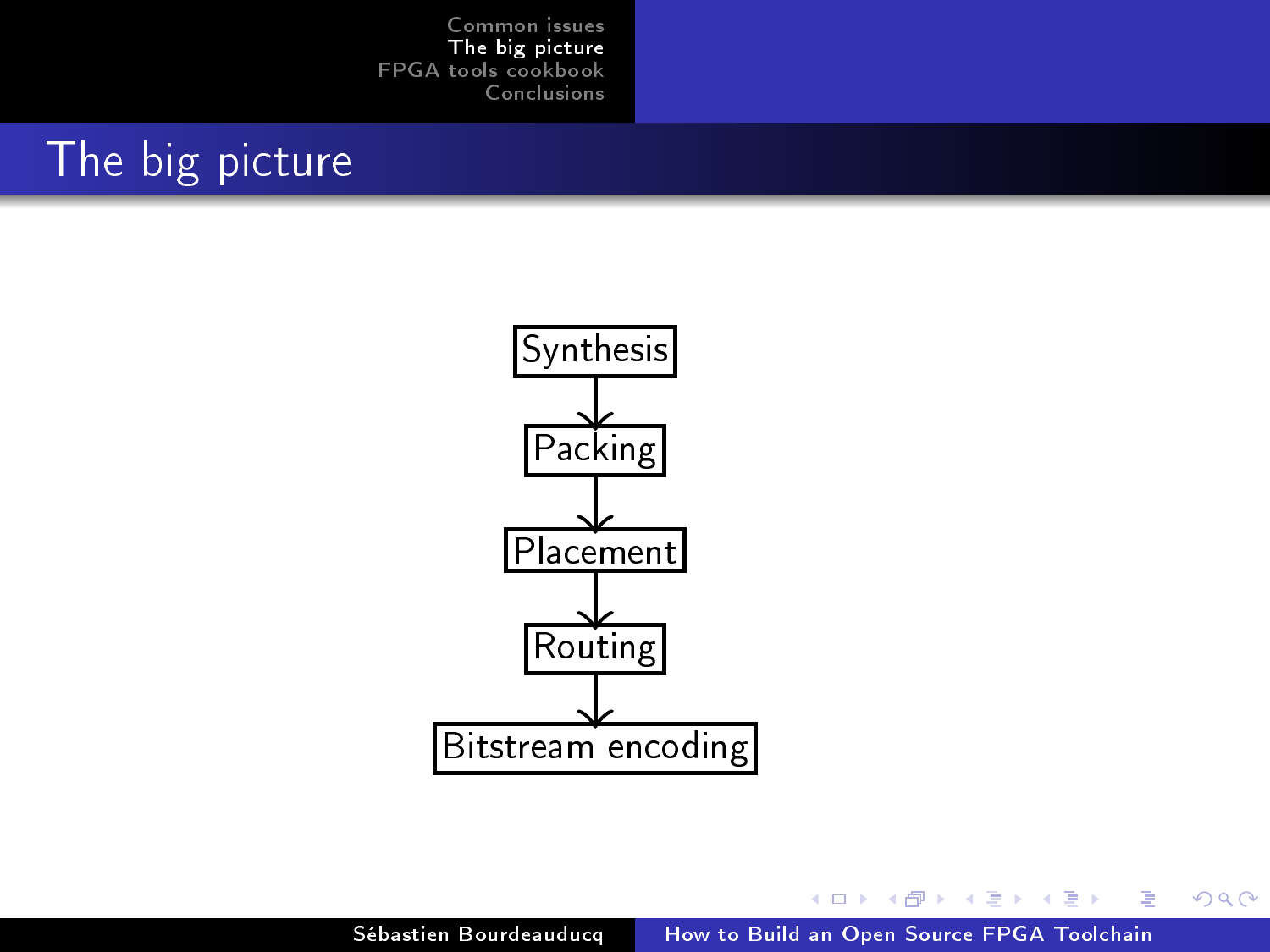# The big picture

Synthesis → Packing → Placement → Routing → Bitstream encoding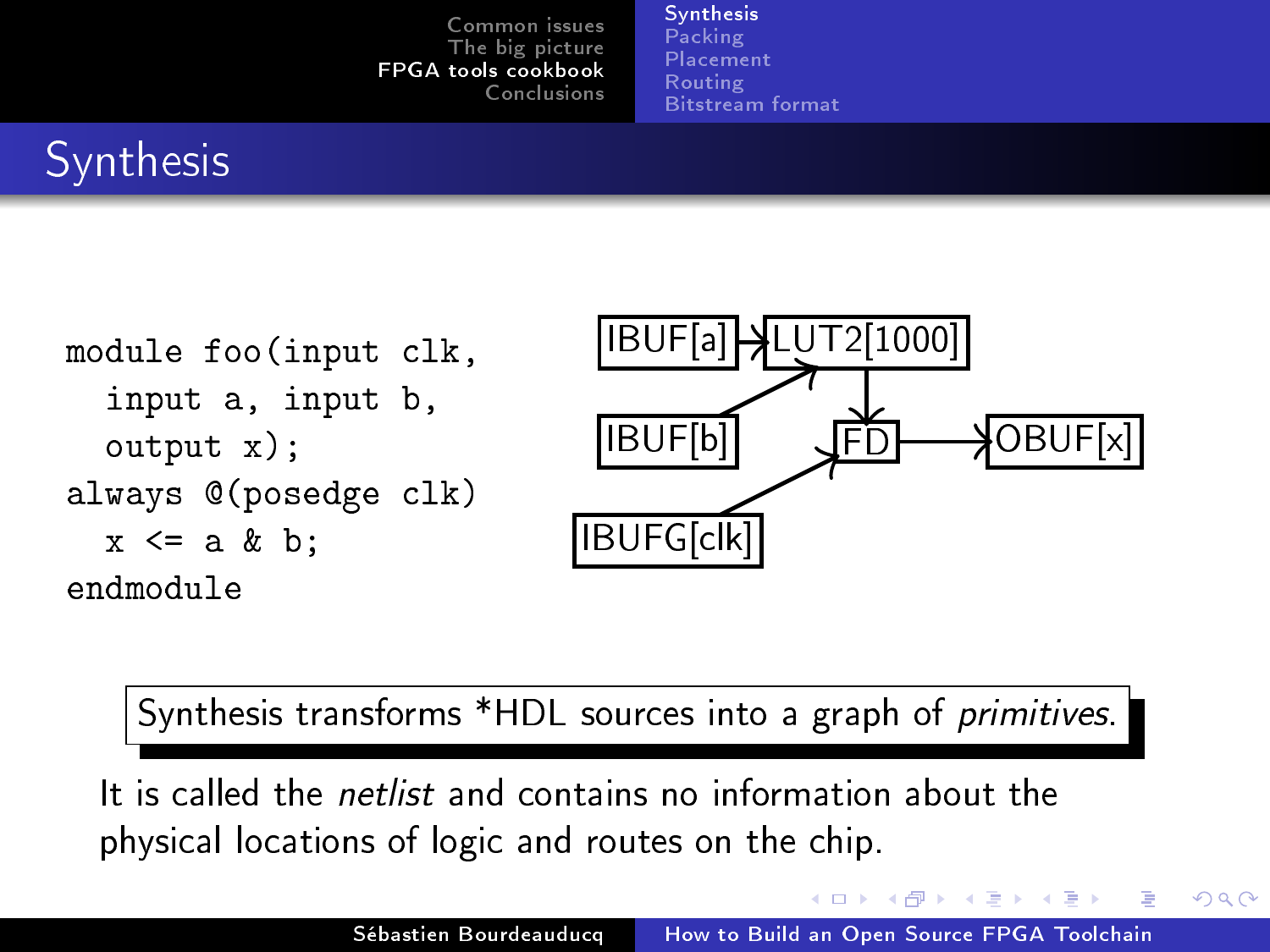# Synthesis

```
module foo(input clk,
  input a, input b,
  output x);
always @(posedge clk)
  x <= a & b;
endmodule
```

IBUF[a] → LUT2[1000]
IBUF[b] → LUT2[1000]
LUT2[1000] → FD
IBUFG[clk] → FD
FD → OBUF[x]

Synthesis transforms *HDL sources into a graph of *primitives*.

It is called the *netlist* and contains no information about the physical locations of logic and routes on the chip.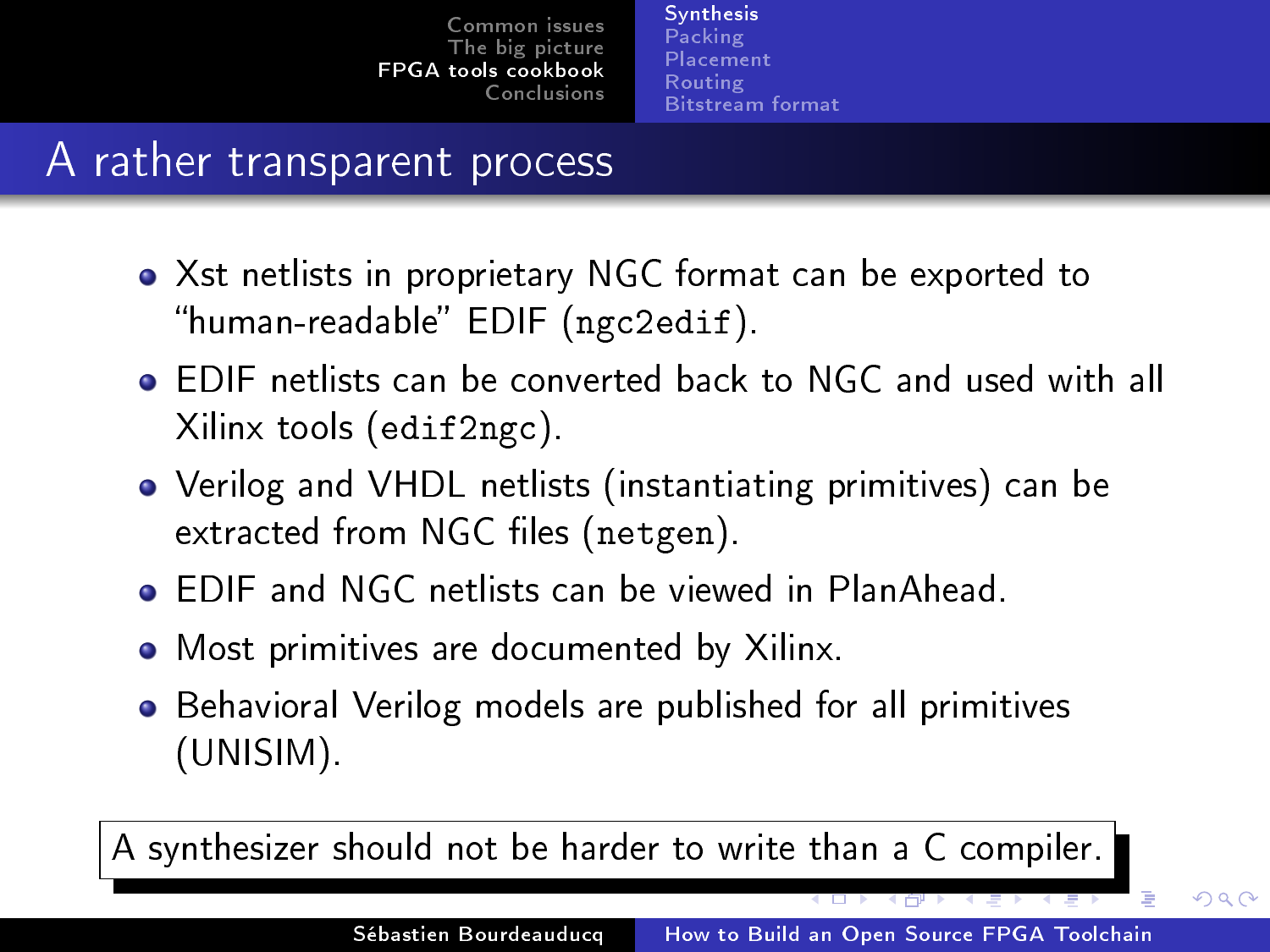# A rather transparent process

- Xst netlists in proprietary NGC format can be exported to "human-readable" EDIF (`ngc2edif`).
- EDIF netlists can be converted back to NGC and used with all Xilinx tools (`edif2ngc`).
- Verilog and VHDL netlists (instantiating primitives) can be extracted from NGC files (`netgen`).
- EDIF and NGC netlists can be viewed in PlanAhead.
- Most primitives are documented by Xilinx.
- Behavioral Verilog models are published for all primitives (UNISIM).

A synthesizer should not be harder to write than a C compiler.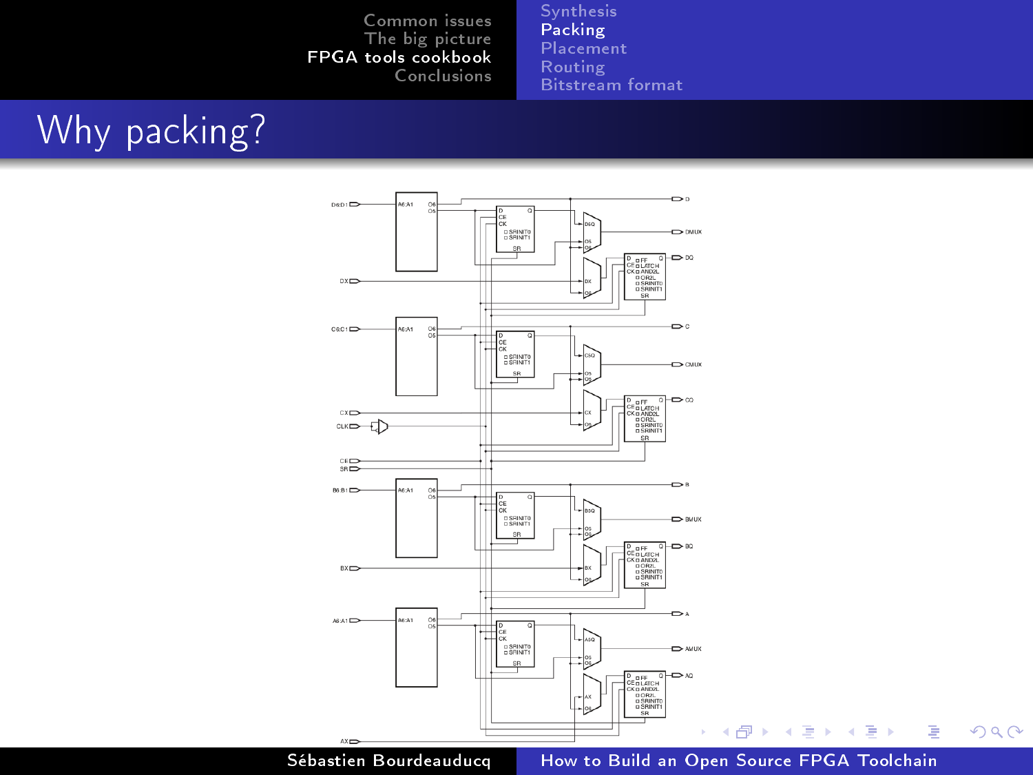# Why packing?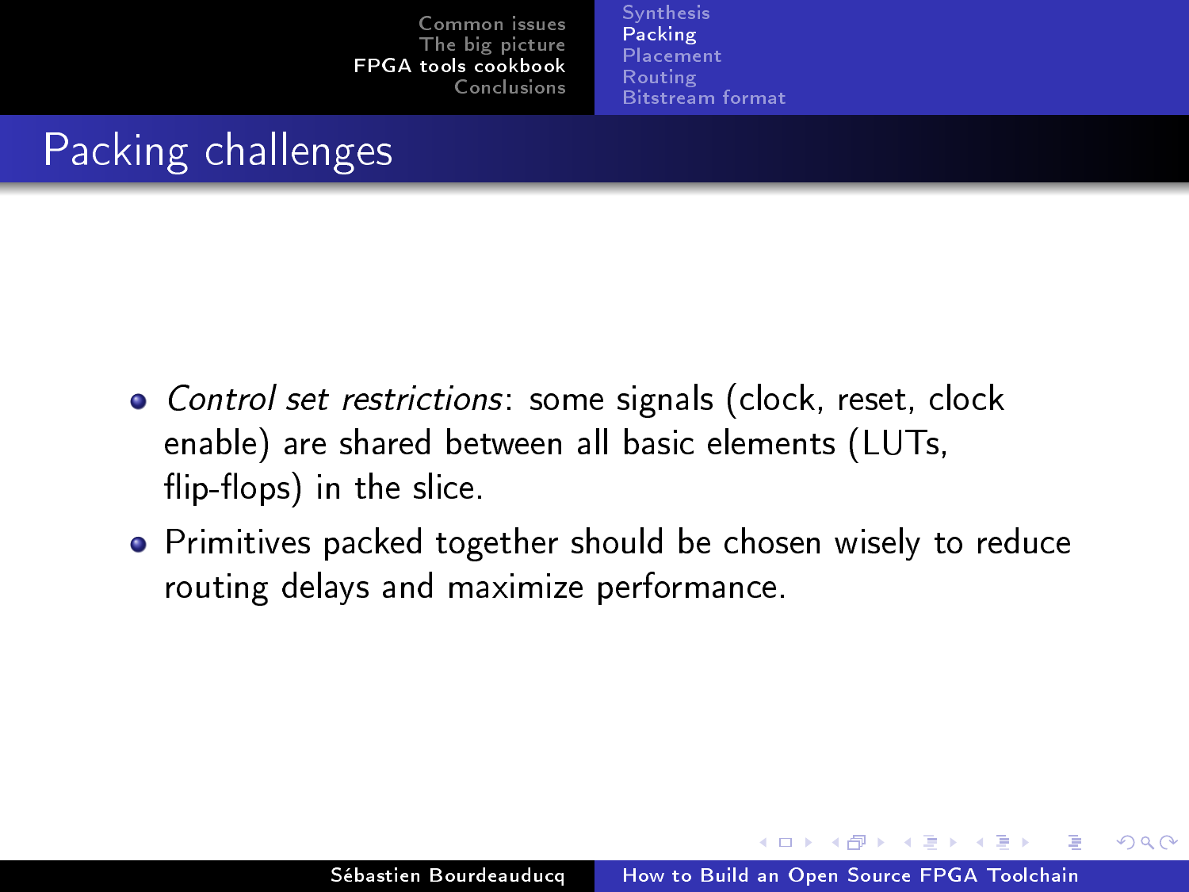# Packing challenges

- *Control set restrictions*: some signals (clock, reset, clock enable) are shared between all basic elements (LUTs, flip-flops) in the slice.
- Primitives packed together should be chosen wisely to reduce routing delays and maximize performance.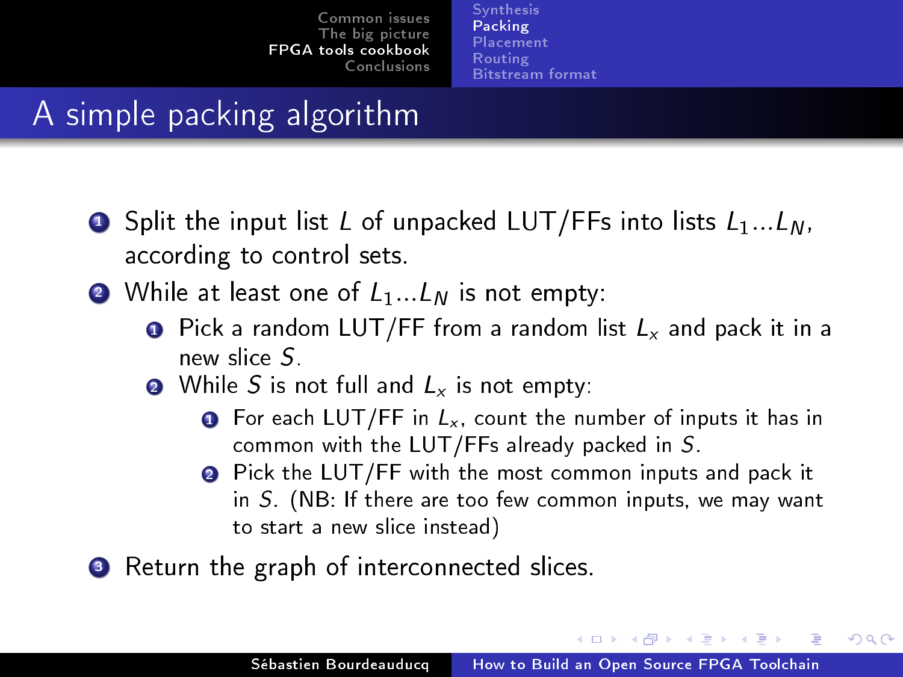# A simple packing algorithm

1. Split the input list $L$ of unpacked LUT/FFs into lists $L_1 \ldots L_N$, according to control sets.
2. While at least one of $L_1 \ldots L_N$ is not empty:
    1. Pick a random LUT/FF from a random list $L_x$ and pack it in a new slice $S$.
    2. While $S$ is not full and $L_x$ is not empty:
        1. For each LUT/FF in $L_x$, count the number of inputs it has in common with the LUT/FFs already packed in $S$.
        2. Pick the LUT/FF with the most common inputs and pack it in $S$. (NB: If there are too few common inputs, we may want to start a new slice instead)
3. Return the graph of interconnected slices.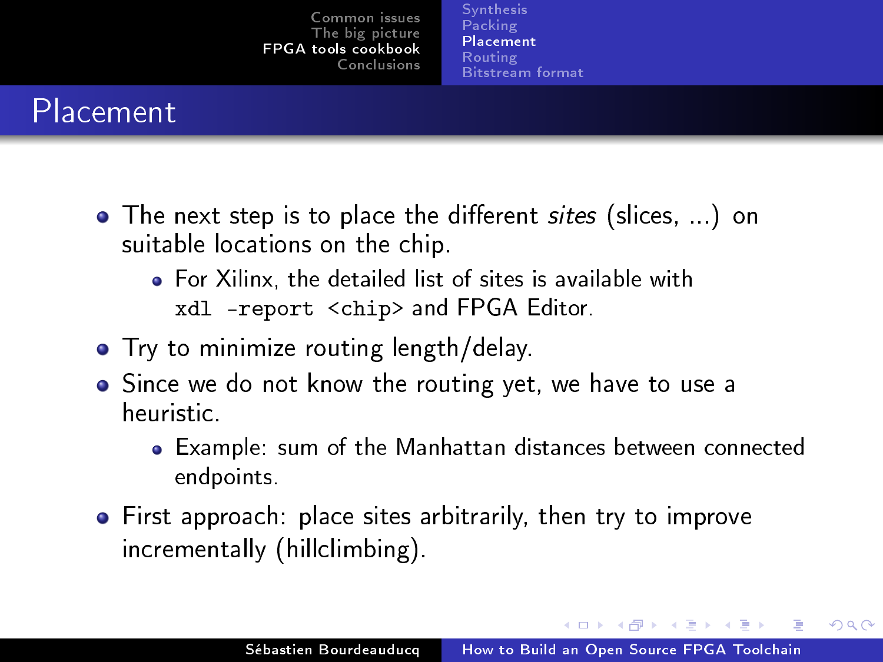# Placement

- The next step is to place the different *sites* (slices, ...) on suitable locations on the chip.
  - For Xilinx, the detailed list of sites is available with `xdl -report <chip>` and FPGA Editor.
- Try to minimize routing length/delay.
- Since we do not know the routing yet, we have to use a heuristic.
  - Example: sum of the Manhattan distances between connected endpoints.
- First approach: place sites arbitrarily, then try to improve incrementally (hillclimbing).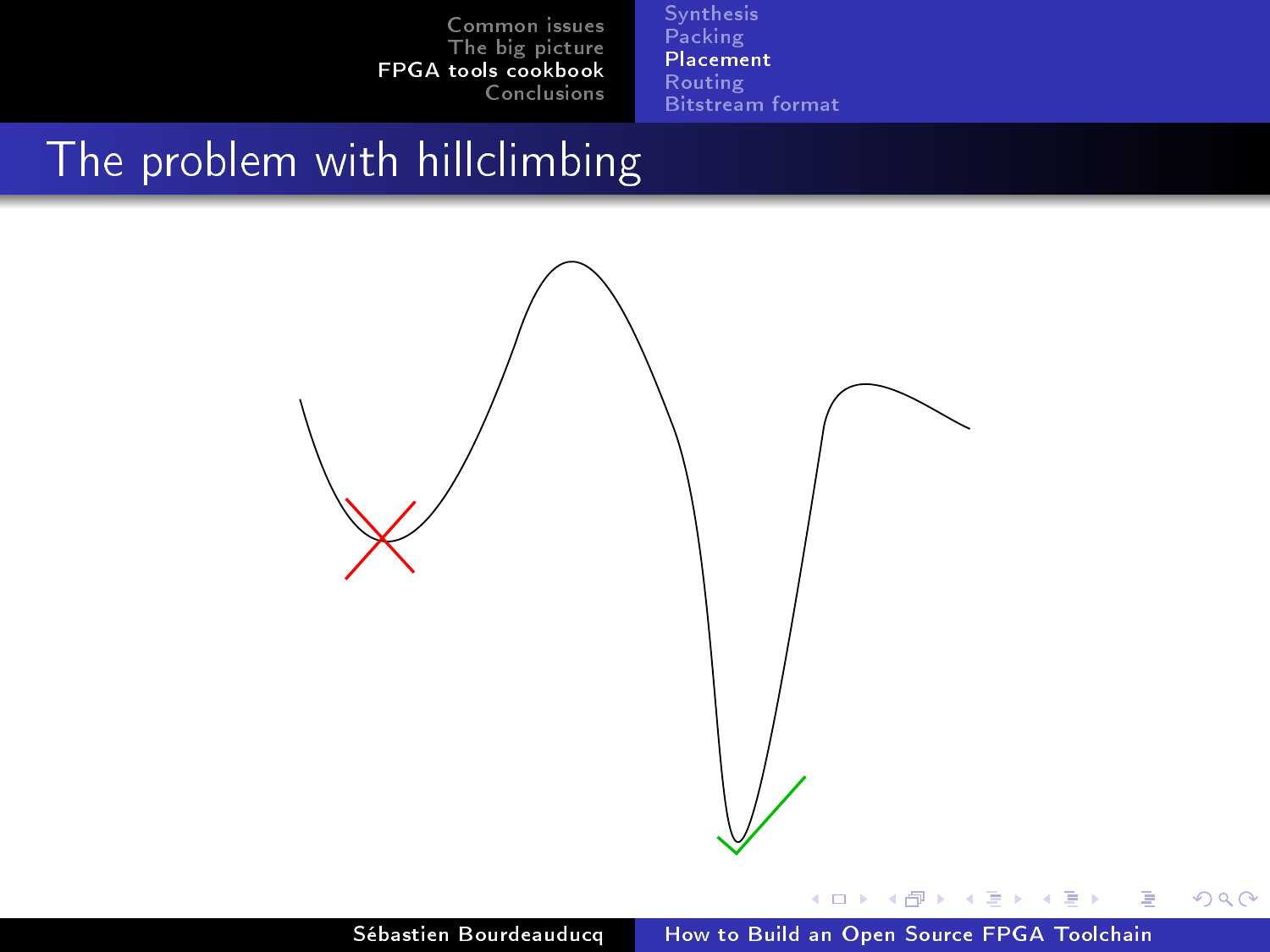# The problem with hillclimbing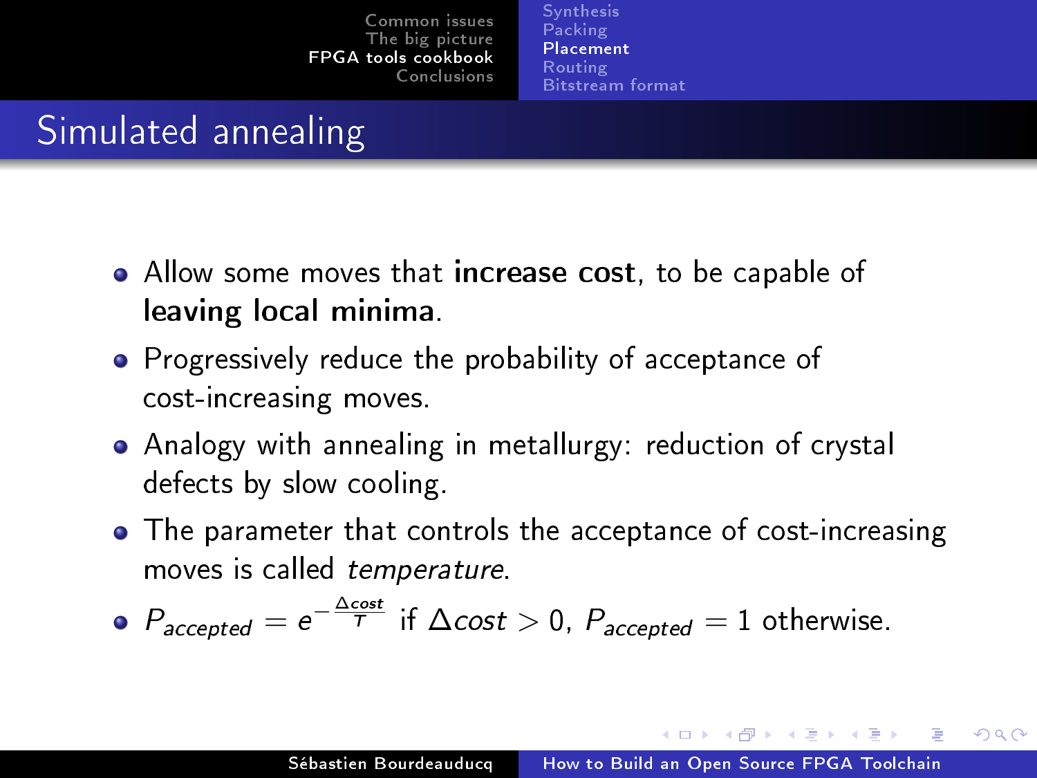# Simulated annealing

- Allow some moves that **increase cost**, to be capable of **leaving local minima**.
- Progressively reduce the probability of acceptance of cost-increasing moves.
- Analogy with annealing in metallurgy: reduction of crystal defects by slow cooling.
- The parameter that controls the acceptance of cost-increasing moves is called *temperature*.
- $P_{accepted} = e^{-\frac{\Delta cost}{T}}$ if $\Delta cost > 0$, $P_{accepted} = 1$ otherwise.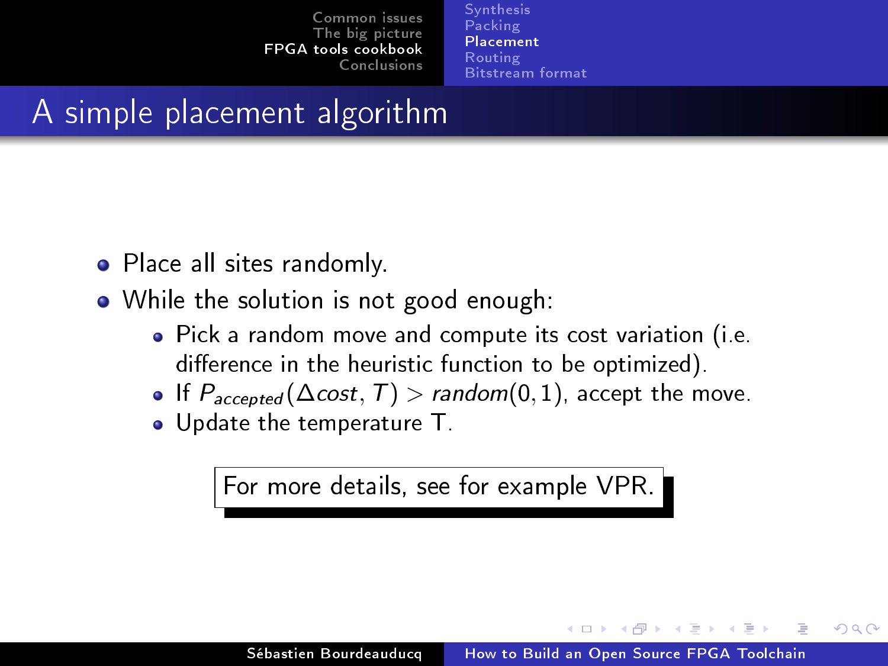# A simple placement algorithm

- Place all sites randomly.
- While the solution is not good enough:
  - Pick a random move and compute its cost variation (i.e. difference in the heuristic function to be optimized).
  - If $P_{accepted}(\Delta cost, T) > random(0, 1)$, accept the move.
  - Update the temperature T.

For more details, see for example VPR.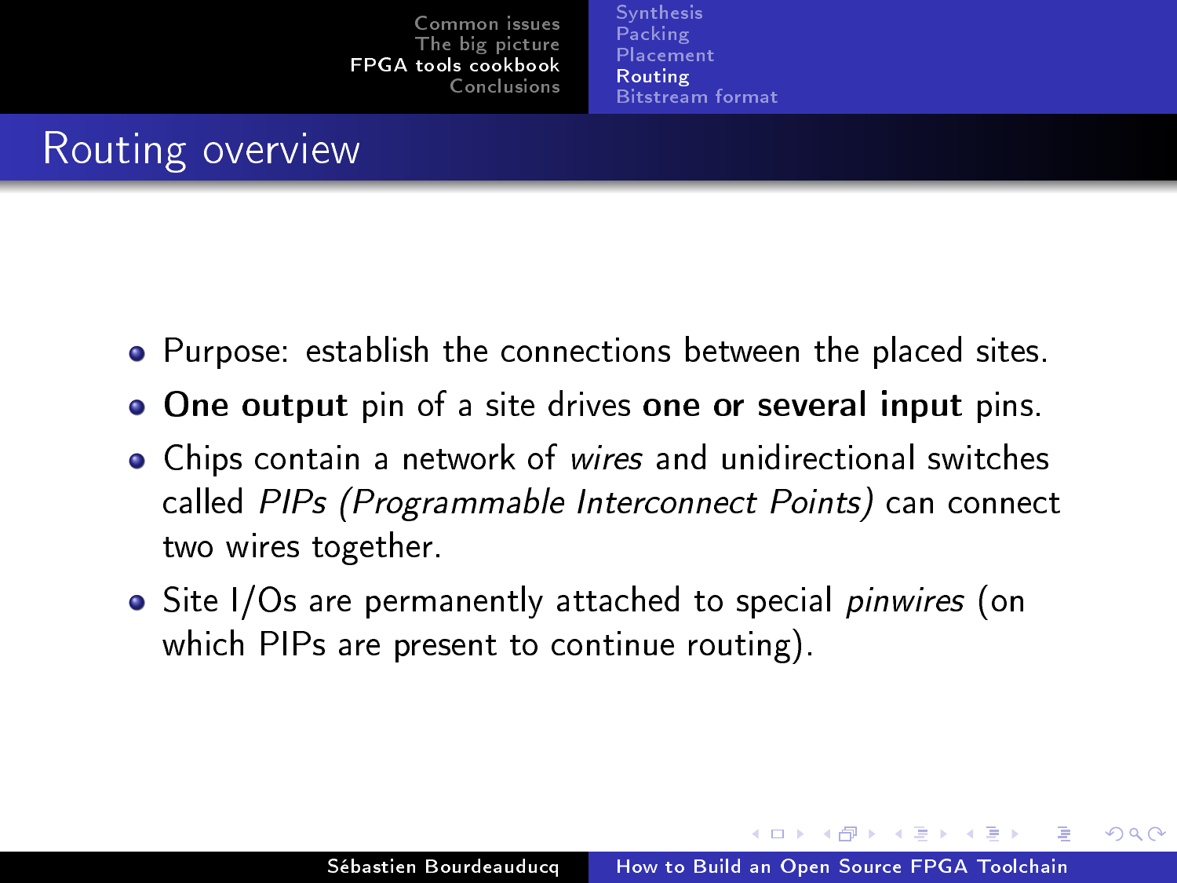# Routing overview

- Purpose: establish the connections between the placed sites.
- **One output** pin of a site drives **one or several input** pins.
- Chips contain a network of *wires* and unidirectional switches called *PIPs (Programmable Interconnect Points)* can connect two wires together.
- Site I/Os are permanently attached to special *pinwires* (on which PIPs are present to continue routing).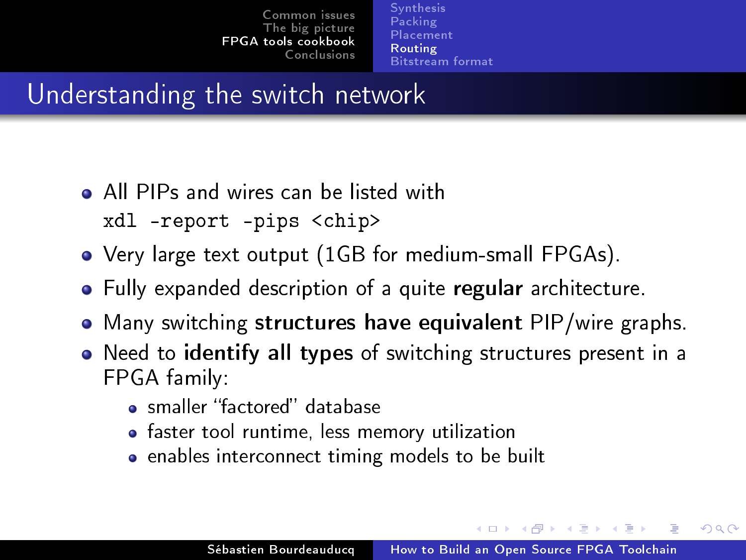## Understanding the switch network

- All PIPs and wires can be listed with `xdl -report -pips <chip>`
- Very large text output (1GB for medium-small FPGAs).
- Fully expanded description of a quite **regular** architecture.
- Many switching **structures have equivalent** PIP/wire graphs.
- Need to **identify all types** of switching structures present in a FPGA family:
  - smaller “factored” database
  - faster tool runtime, less memory utilization
  - enables interconnect timing models to be built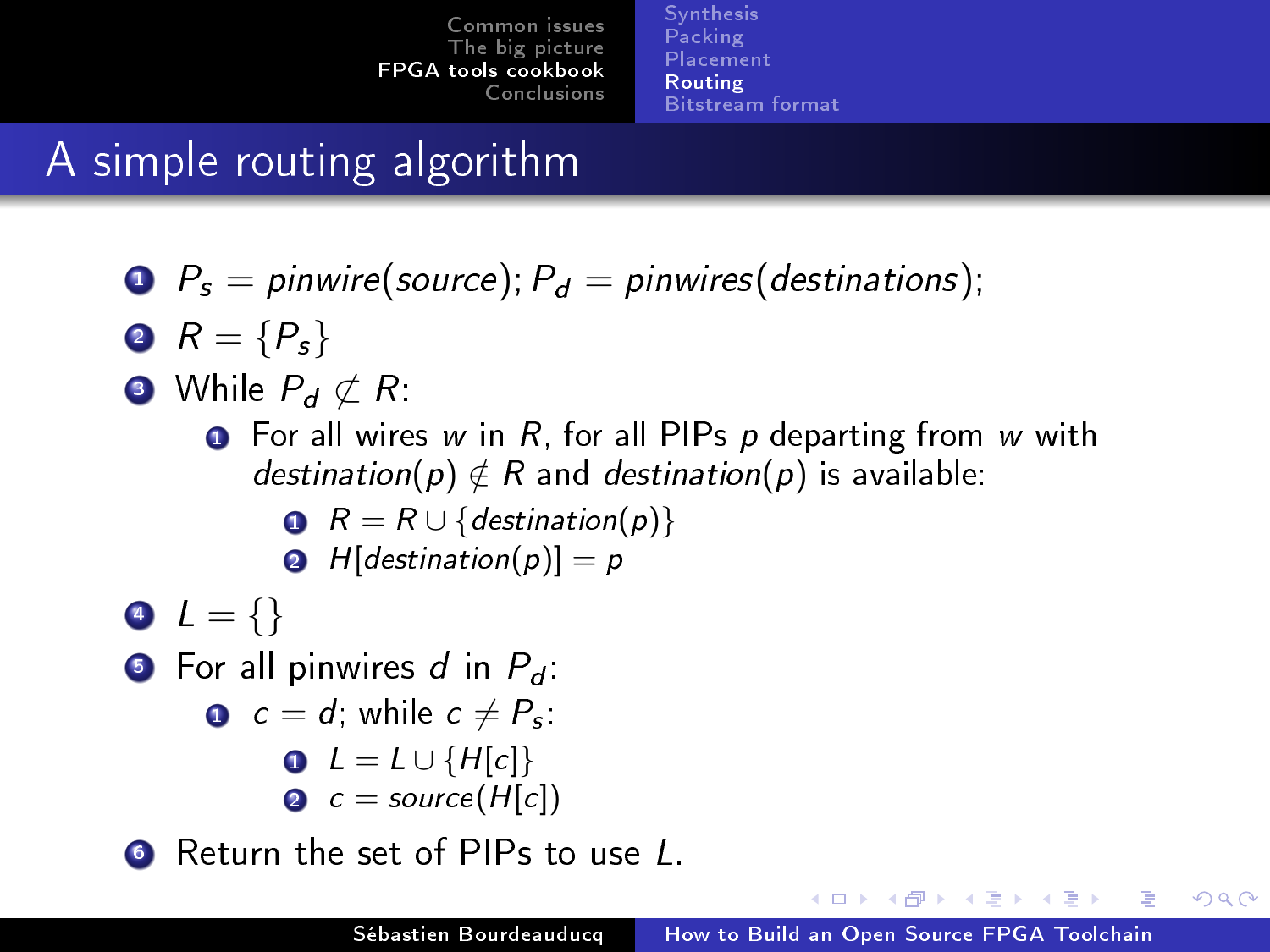# A simple routing algorithm

1. $P_s = pinwire(source); P_d = pinwires(destinations);$
2. $R = \{P_s\}$
3. While $P_d \not\subset R$:
    1. For all wires $w$ in $R$, for all PIPs $p$ departing from $w$ with $destination(p) \notin R$ and $destination(p)$ is available:
        1. $R = R \cup \{destination(p)\}$
        2. $H[destination(p)] = p$
4. $L = \{\}$
5. For all pinwires $d$ in $P_d$:
    1. $c = d$; while $c \neq P_s$:
        1. $L = L \cup \{H[c]\}$
        2. $c = source(H[c])$
6. Return the set of PIPs to use $L$.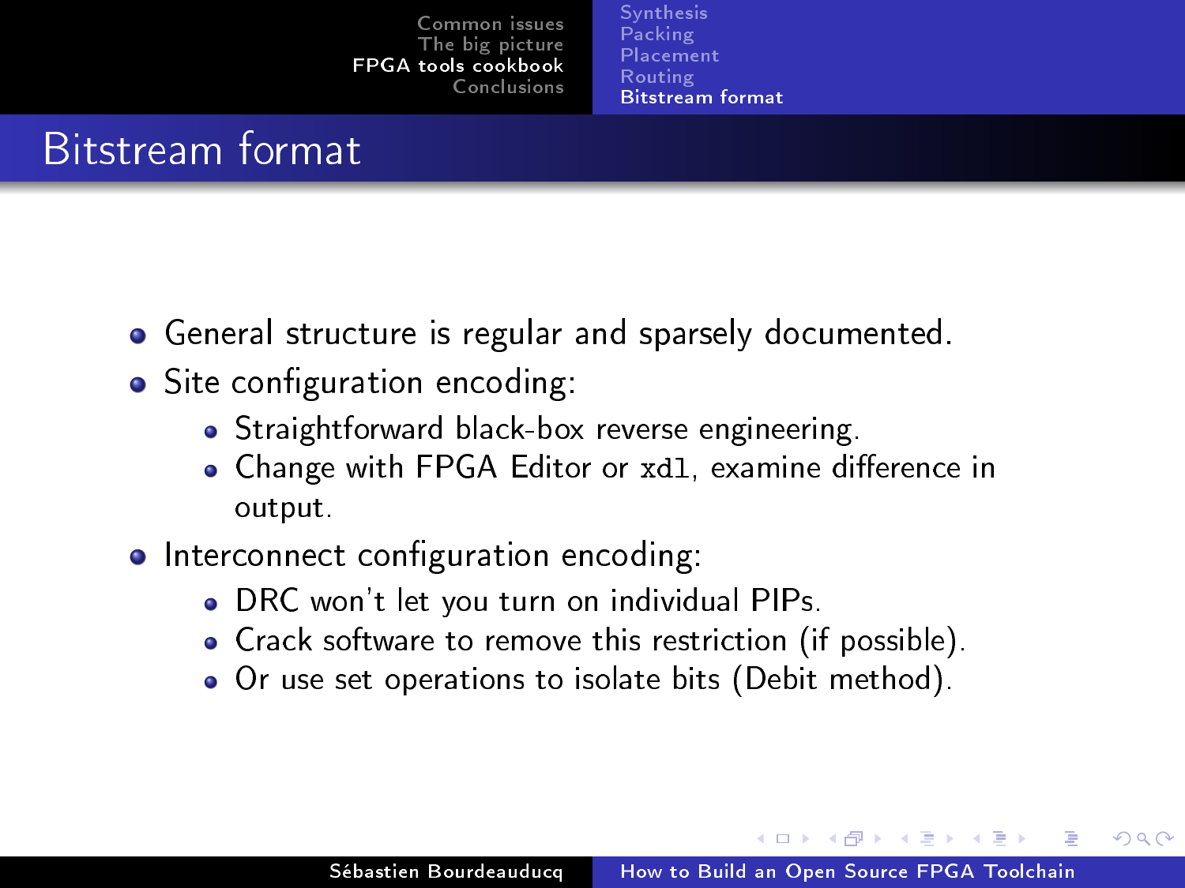# Bitstream format

- General structure is regular and sparsely documented.
- Site configuration encoding:
  - Straightforward black-box reverse engineering.
  - Change with FPGA Editor or `xdl`, examine difference in output.
- Interconnect configuration encoding:
  - DRC won't let you turn on individual PIPs.
  - Crack software to remove this restriction (if possible).
  - Or use set operations to isolate bits (Debit method).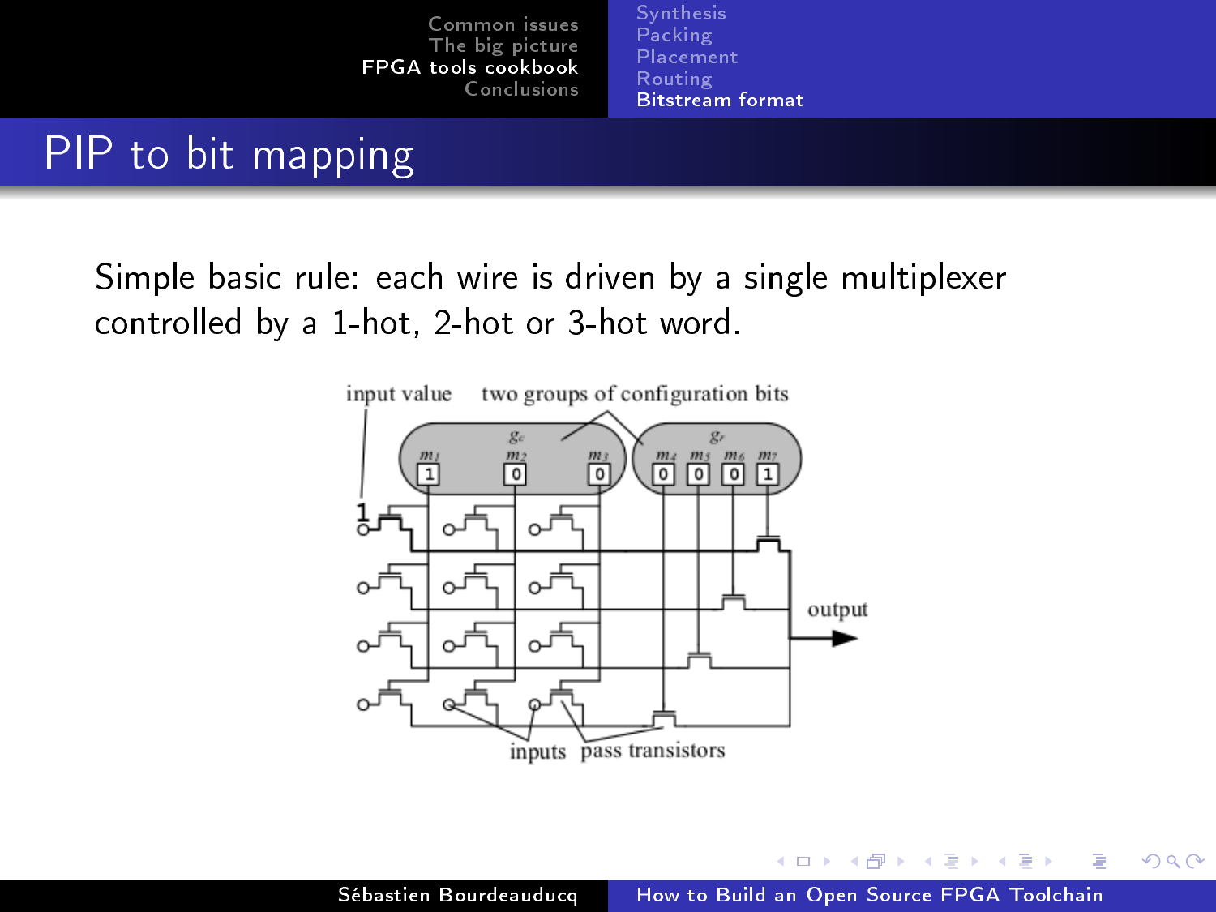# PIP to bit mapping

Simple basic rule: each wire is driven by a single multiplexer controlled by a 1-hot, 2-hot or 3-hot word.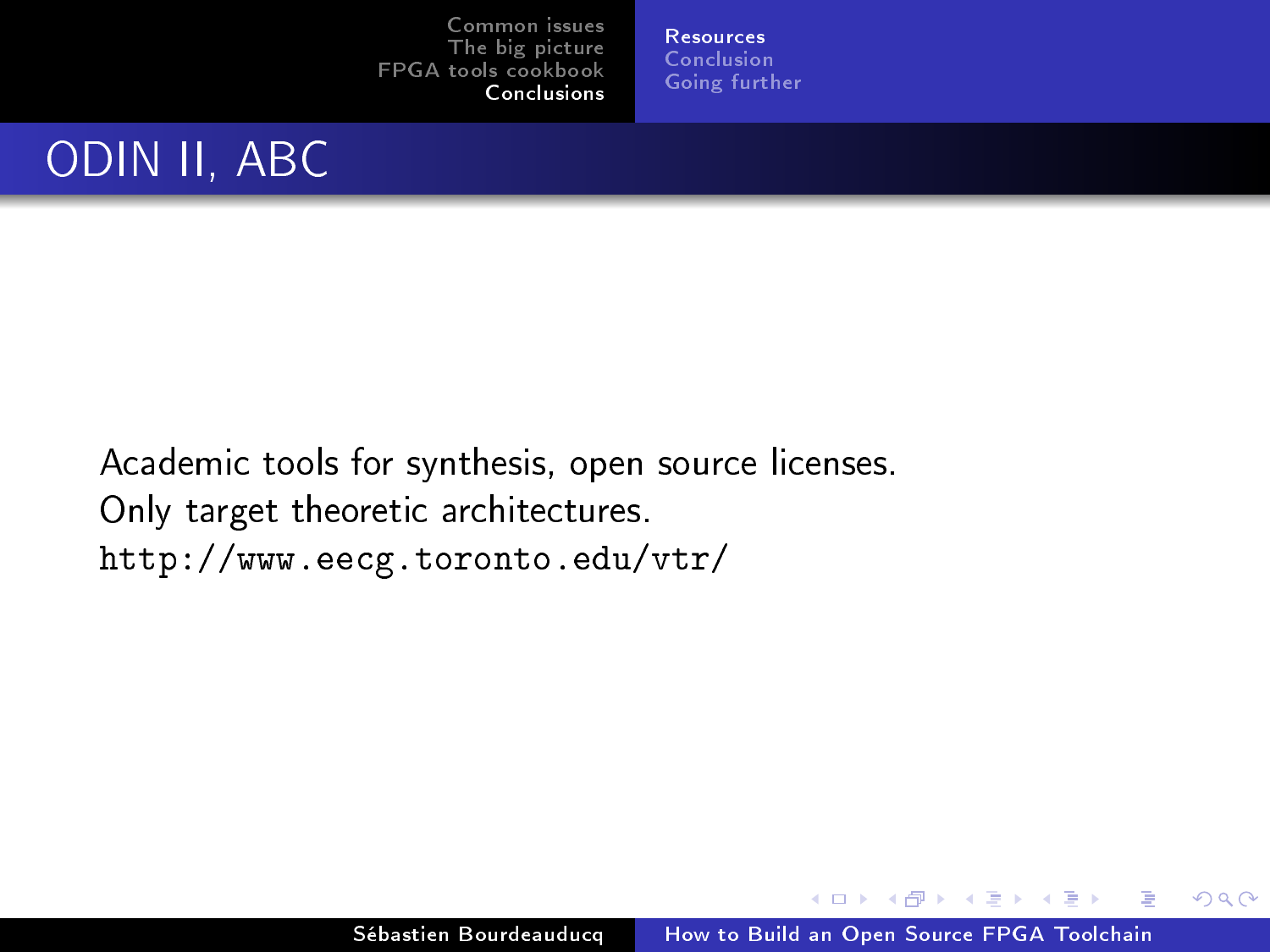# ODIN II, ABC

Academic tools for synthesis, open source licenses.
Only target theoretic architectures.
http://www.eecg.toronto.edu/vtr/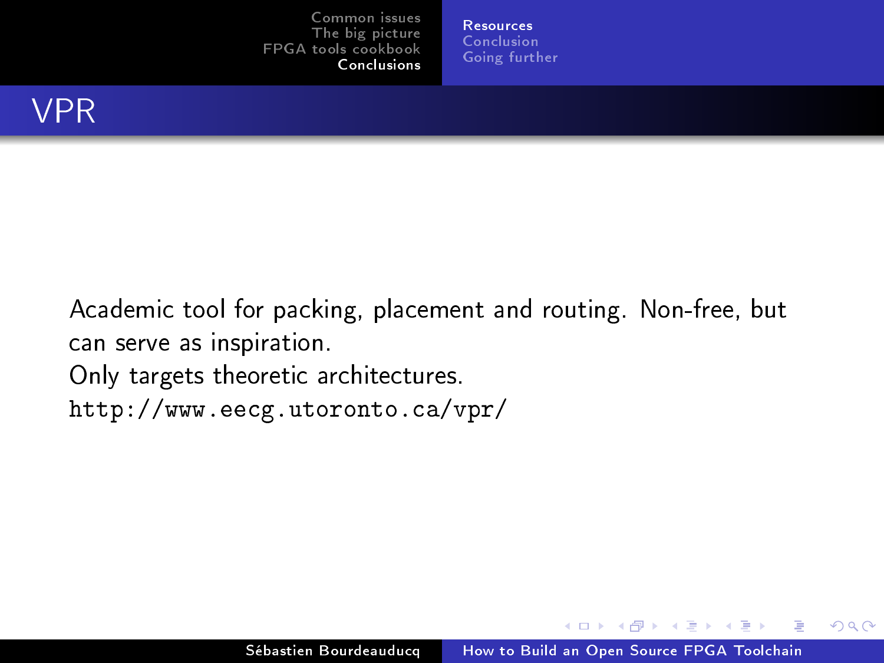# VPR

Academic tool for packing, placement and routing. Non-free, but can serve as inspiration.

Only targets theoretic architectures.

`http://www.eecg.utoronto.ca/vpr/`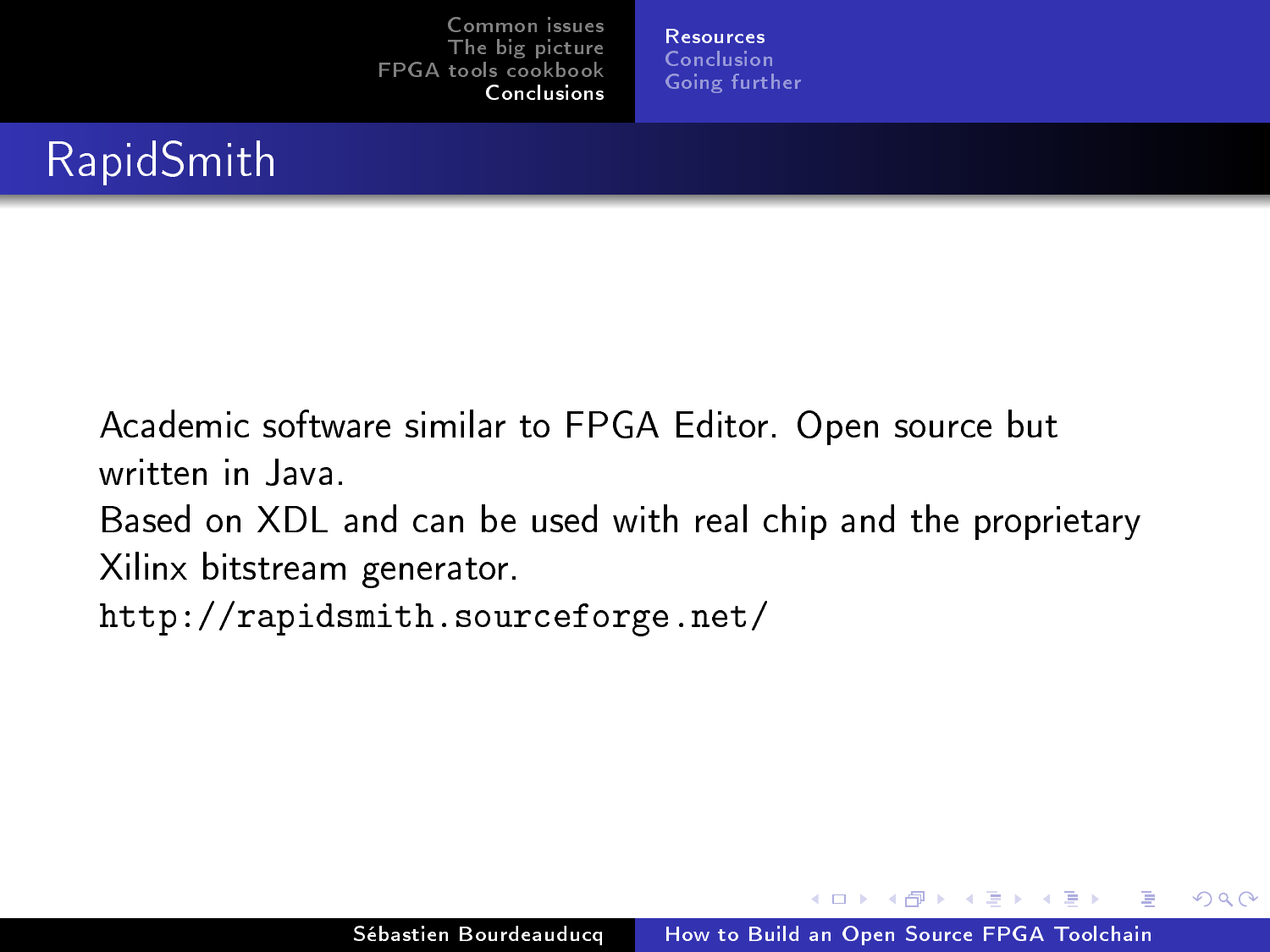# RapidSmith

Academic software similar to FPGA Editor. Open source but written in Java.

Based on XDL and can be used with real chip and the proprietary Xilinx bitstream generator.

http://rapidsmith.sourceforge.net/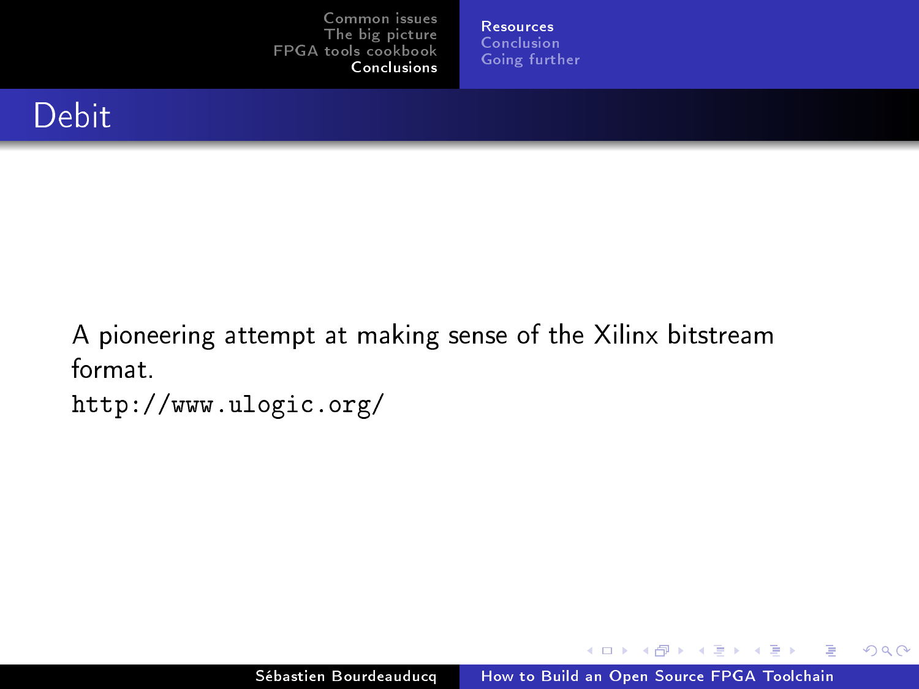## Debit

A pioneering attempt at making sense of the Xilinx bitstream format.
http://www.ulogic.org/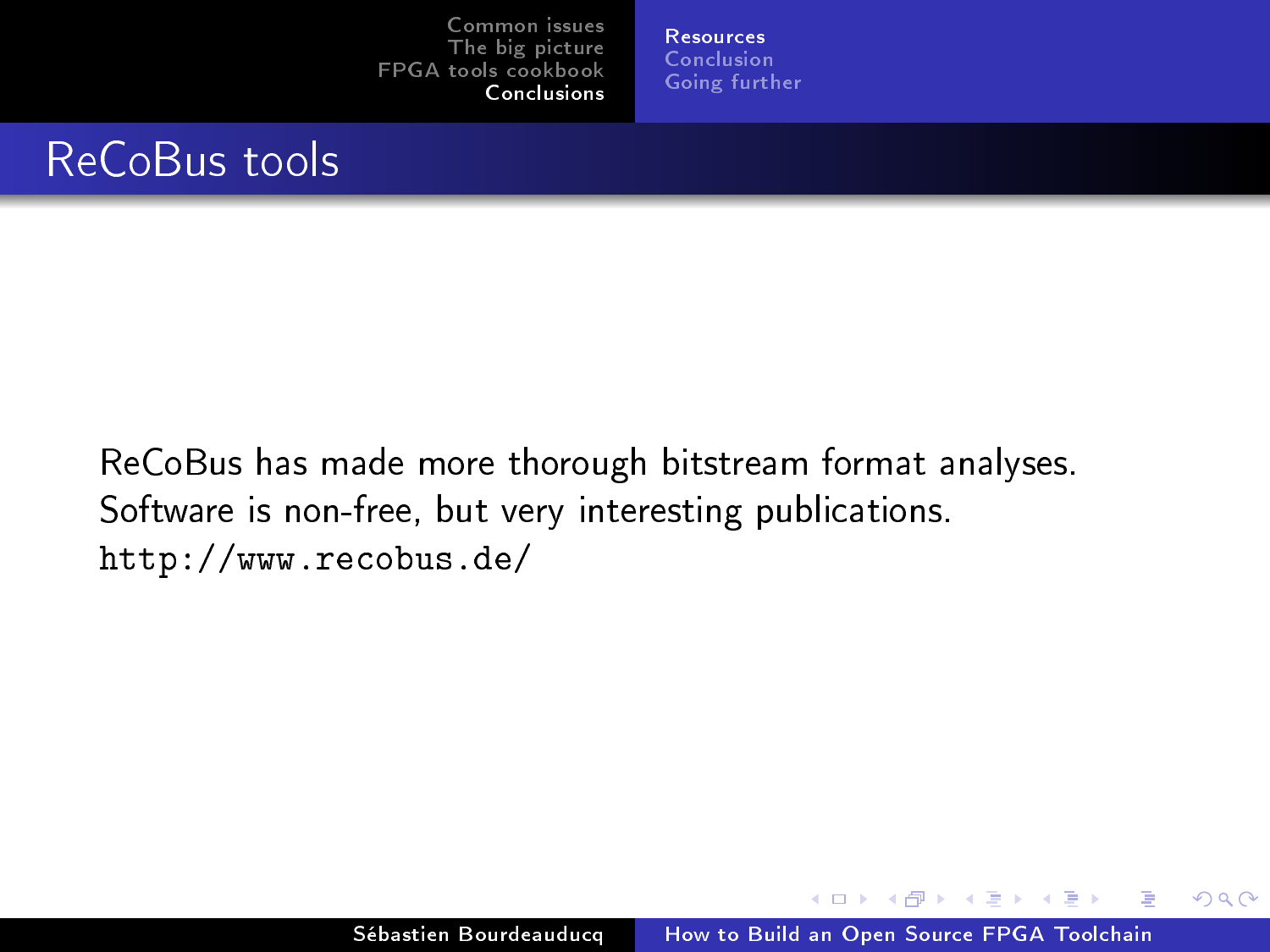# ReCoBus tools

ReCoBus has made more thorough bitstream format analyses.
Software is non-free, but very interesting publications.
http://www.recobus.de/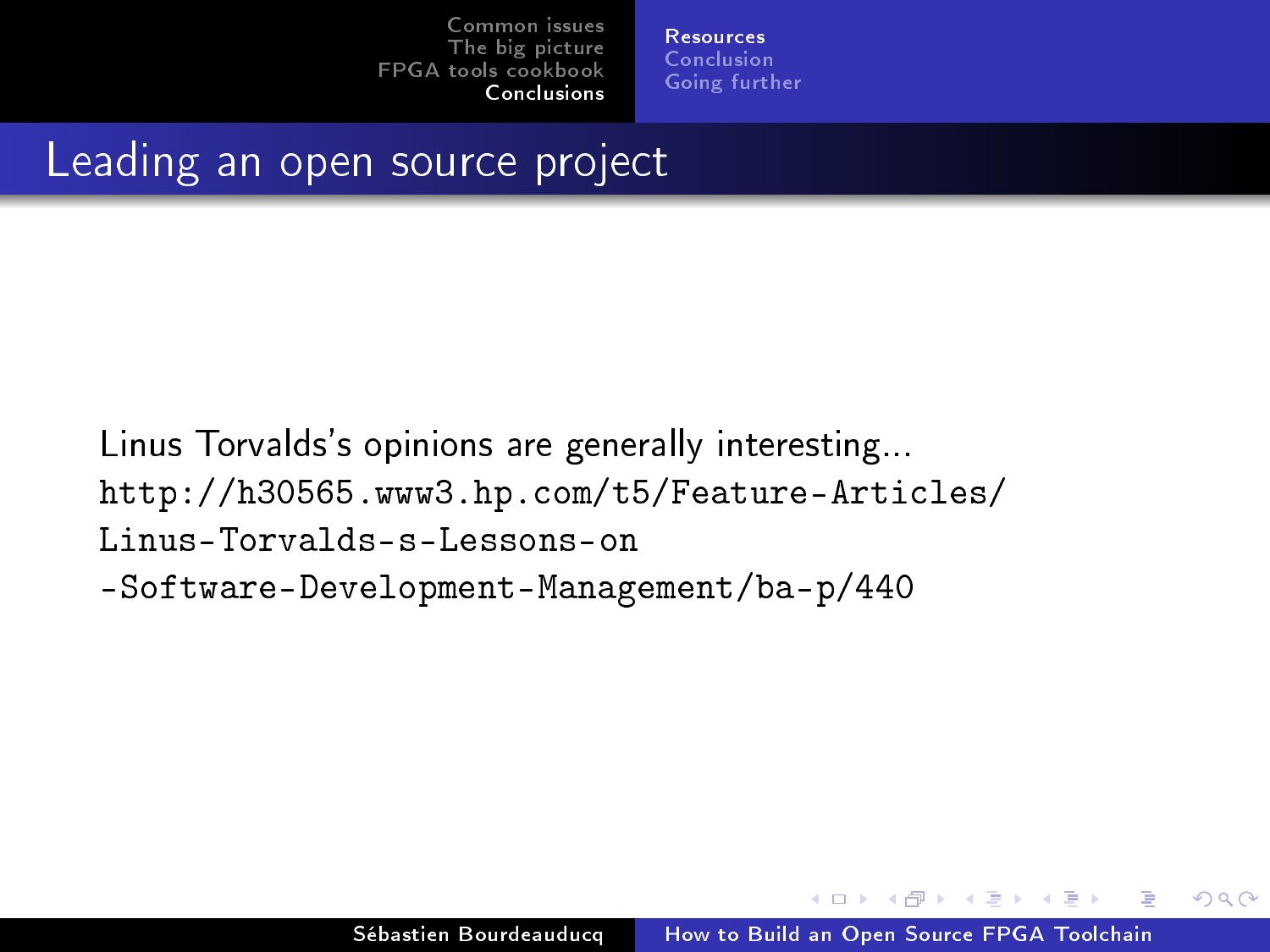# Leading an open source project

Linus Torvalds's opinions are generally interesting...
http://h30565.www3.hp.com/t5/Feature-Articles/Linus-Torvalds-s-Lessons-on-Software-Development-Management/ba-p/440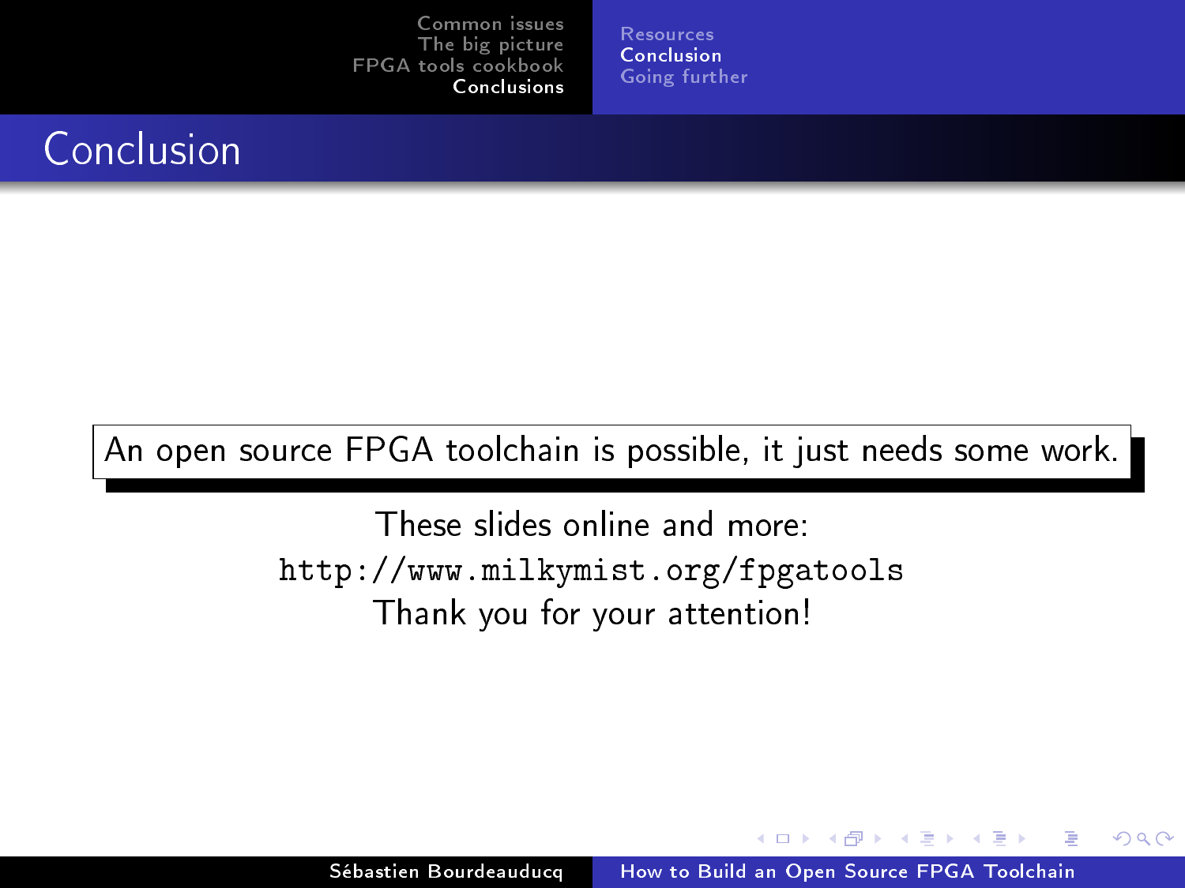# Conclusion

An open source FPGA toolchain is possible, it just needs some work.

These slides online and more:

`http://www.milkymist.org/fpgatools`

Thank you for your attention!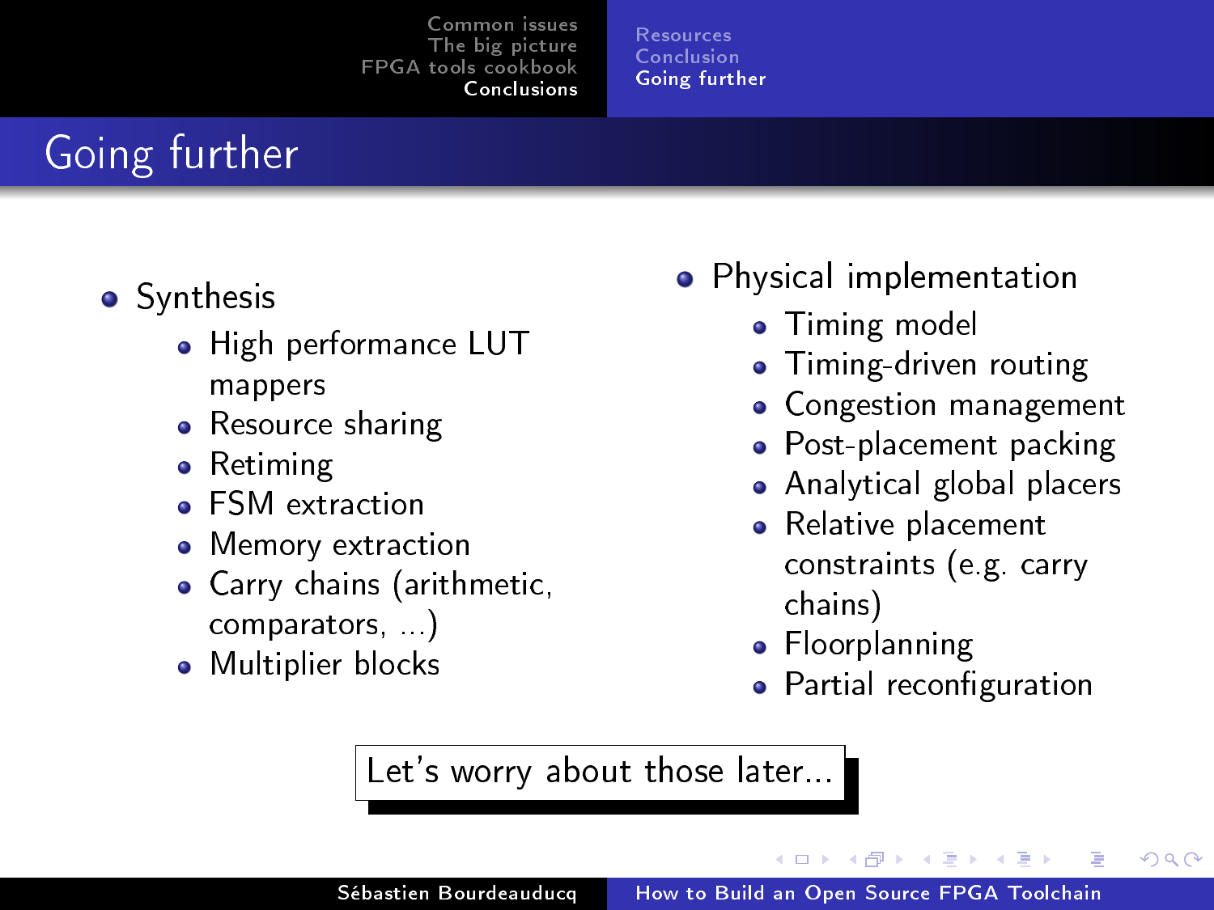# Going further

- Synthesis
  - High performance LUT mappers
  - Resource sharing
  - Retiming
  - FSM extraction
  - Memory extraction
  - Carry chains (arithmetic, comparators, ...)
  - Multiplier blocks
- Physical implementation
  - Timing model
  - Timing-driven routing
  - Congestion management
  - Post-placement packing
  - Analytical global placers
  - Relative placement constraints (e.g. carry chains)
  - Floorplanning
  - Partial reconfiguration

Let's worry about those later...